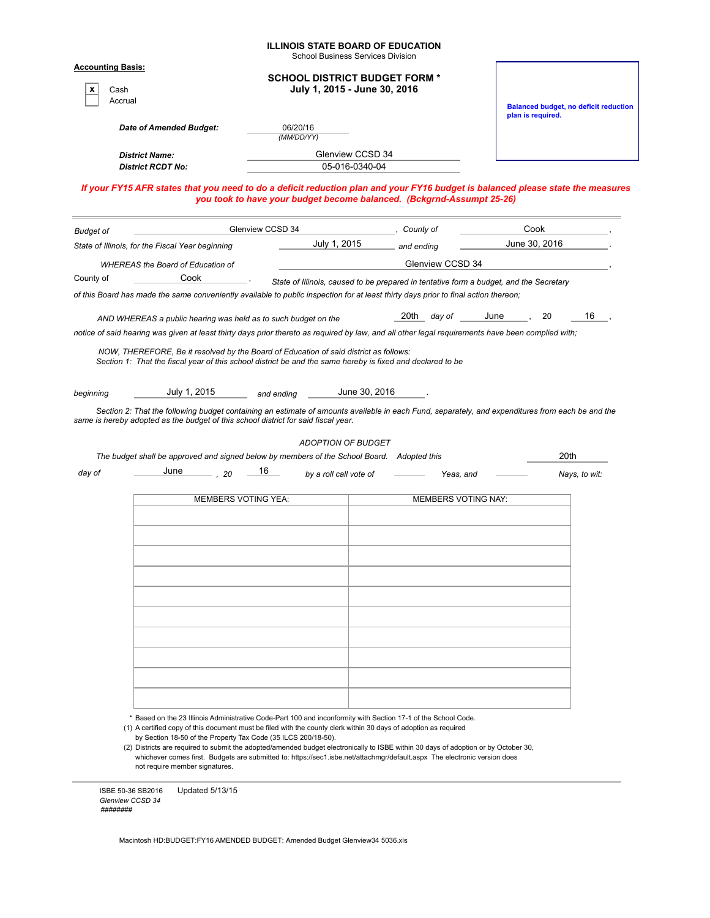**ILLINOIS STATE BOARD OF EDUCATION**
School Business Services Division

**Accounting Basis:**

| | |
|---|---|
| x | Cash |
| | Accrual |

## SCHOOL DISTRICT BUDGET FORM *
## July 1, 2015 - June 30, 2016

**Balanced budget, no deficit reduction plan is required.**

***Date of Amended Budget:*** 06/20/16 *(MM/DD/YY)*

***District Name:*** Glenview CCSD 34

***District RCDT No:*** 05-016-0340-04

***If your FY15 AFR states that you need to do a deficit reduction plan and your FY16 budget is balanced please state the measures you took to have your budget become balanced. (Bckgrnd-Assumpt 25-26)***

---

*Budget of* Glenview CCSD 34 *, County of* Cook *,*
*State of Illinois, for the Fiscal Year beginning* July 1, 2015 *and ending* June 30, 2016 *.*

*WHEREAS the Board of Education of* Glenview CCSD 34 *,*
*County of* Cook *, State of Illinois, caused to be prepared in tentative form a budget, and the Secretary of this Board has made the same conveniently available to public inspection for at least thirty days prior to final action thereon;*

*AND WHEREAS a public hearing was held as to such budget on the* 20th *day of* June *, 20* 16 *,*
*notice of said hearing was given at least thirty days prior thereto as required by law, and all other legal requirements have been complied with;*

*NOW, THEREFORE, Be it resolved by the Board of Education of said district as follows:*
*Section 1: That the fiscal year of this school district be and the same hereby is fixed and declared to be*

*beginning* July 1, 2015 *and ending* June 30, 2016 *.*

*Section 2: That the following budget containing an estimate of amounts available in each Fund, separately, and expenditures from each be and the same is hereby adopted as the budget of this school district for said fiscal year.*

*ADOPTION OF BUDGET*

*The budget shall be approved and signed below by members of the School Board. Adopted this* 20th
*day of* June *, 20* 16 *by a roll call vote of* ______ *Yeas, and* ______ *Nays, to wit:*

| MEMBERS VOTING YEA: | MEMBERS VOTING NAY: |
|---|---|
| | |
| | |
| | |
| | |
| | |
| | |
| | |
| | |
| | |
| | |

\* Based on the 23 Illinois Administrative Code-Part 100 and inconformity with Section 17-1 of the School Code.

(1) A certified copy of this document must be filed with the county clerk within 30 days of adoption as required by Section 18-50 of the Property Tax Code (35 ILCS 200/18-50).

(2) Districts are required to submit the adopted/amended budget electronically to ISBE within 30 days of adoption or by October 30, whichever comes first. Budgets are submitted to: https://sec1.isbe.net/attachmgr/default.aspx The electronic version does not require member signatures.

ISBE 50-36 SB2016 Updated 5/13/15
*Glenview CCSD 34*
*########*

Macintosh HD:BUDGET:FY16 AMENDED BUDGET: Amended Budget Glenview34 5036.xls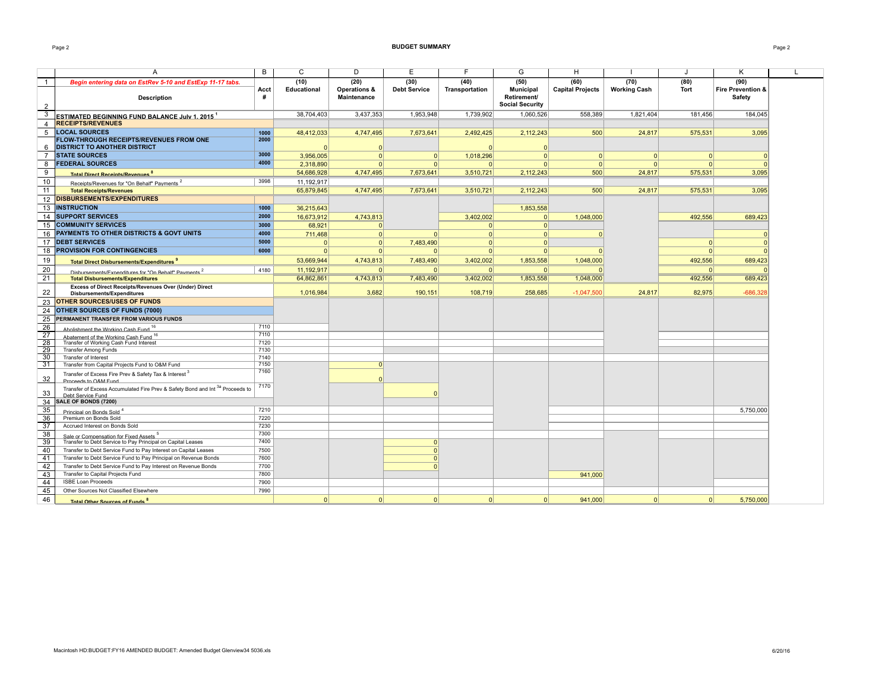## BUDGET SUMMARY

| | A | B | C | D | E | F | G | H | I | J | K |
|---|---|---|---|---|---|---|---|---|---|---|---|
| 1 | *Begin entering data on EstRev 5-10 and EstExp 11-17 tabs.* | | (10) | (20) | (30) | (40) | (50) | (60) | (70) | (80) | (90) |
| 2 | **Description** | **Acct #** | **Educational** | **Operations & Maintenance** | **Debt Service** | **Transportation** | **Municipal Retirement/ Social Security** | **Capital Projects** | **Working Cash** | **Tort** | **Fire Prevention & Safety** |
| 3 | **ESTIMATED BEGINNING FUND BALANCE July 1, 2015** [1] | | 38,704,403 | 3,437,353 | 1,953,948 | 1,739,902 | 1,060,526 | 558,389 | 1,821,404 | 181,456 | 184,045 |
| 4 | **RECEIPTS/REVENUES** | | | | | | | | | | |
| 5 | **LOCAL SOURCES** | 1000 | 48,412,033 | 4,747,495 | 7,673,641 | 2,492,425 | 2,112,243 | 500 | 24,817 | 575,531 | 3,095 |
| 6 | **FLOW-THROUGH RECEIPTS/REVENUES FROM ONE DISTRICT TO ANOTHER DISTRICT** | 2000 | 0 | 0 | | 0 | 0 | | | | |
| 7 | **STATE SOURCES** | 3000 | 3,956,005 | 0 | 0 | 1,018,296 | 0 | 0 | 0 | 0 | 0 |
| 8 | **FEDERAL SOURCES** | 4000 | 2,318,890 | 0 | 0 | 0 | 0 | 0 | 0 | 0 | 0 |
| 9 | **Total Direct Receipts/Revenues** [8] | | 54,686,928 | 4,747,495 | 7,673,641 | 3,510,721 | 2,112,243 | 500 | 24,817 | 575,531 | 3,095 |
| 10 | Receipts/Revenues for "On Behalf" Payments [2] | 3998 | 11,192,917 | | | | | | | | |
| 11 | **Total Receipts/Revenues** | | 65,879,845 | 4,747,495 | 7,673,641 | 3,510,721 | 2,112,243 | 500 | 24,817 | 575,531 | 3,095 |
| 12 | **DISBURSEMENTS/EXPENDITURES** | | | | | | | | | | |
| 13 | **INSTRUCTION** | 1000 | 36,215,643 | | | | 1,853,558 | | | | |
| 14 | **SUPPORT SERVICES** | 2000 | 16,673,912 | 4,743,813 | | 3,402,002 | 0 | 1,048,000 | | 492,556 | 689,423 |
| 15 | **COMMUNITY SERVICES** | 3000 | 68,921 | 0 | | 0 | 0 | | | | |
| 16 | **PAYMENTS TO OTHER DISTRICTS & GOVT UNITS** | 4000 | 711,468 | 0 | 0 | 0 | 0 | 0 | | | 0 |
| 17 | **DEBT SERVICES** | 5000 | 0 | 0 | 7,483,490 | 0 | 0 | | | 0 | 0 |
| 18 | **PROVISION FOR CONTINGENCIES** | 6000 | 0 | 0 | 0 | 0 | 0 | 0 | | 0 | 0 |
| 19 | **Total Direct Disbursements/Expenditures** [9] | | 53,669,944 | 4,743,813 | 7,483,490 | 3,402,002 | 1,853,558 | 1,048,000 | | 492,556 | 689,423 |
| 20 | Disbursements/Expenditures for "On Behalf" Payments [2] | 4180 | 11,192,917 | 0 | 0 | 0 | 0 | 0 | | 0 | 0 |
| 21 | **Total Disbursements/Expenditures** | | 64,862,861 | 4,743,813 | 7,483,490 | 3,402,002 | 1,853,558 | 1,048,000 | | 492,556 | 689,423 |
| 22 | **Excess of Direct Receipts/Revenues Over (Under) Direct Disbursements/Expenditures** | | 1,016,984 | 3,682 | 190,151 | 108,719 | 258,685 | -1,047,500 | 24,817 | 82,975 | -686,328 |
| 23 | **OTHER SOURCES/USES OF FUNDS** | | | | | | | | | | |
| 24 | **OTHER SOURCES OF FUNDS (7000)** | | | | | | | | | | |
| 25 | **PERMANENT TRANSFER FROM VARIOUS FUNDS** | | | | | | | | | | |
| 26 | Abolishment the Working Cash Fund [16] | 7110 | | | | | | | | | |
| 27 | Abatement of the Working Cash Fund [16] | 7110 | | | | | | | | | |
| 28 | Transfer of Working Cash Fund Interest | 7120 | | | | | | | | | |
| 29 | Transfer Among Funds | 7130 | | | | | | | | | |
| 30 | Transfer of Interest | 7140 | | | | | | | | | |
| 31 | Transfer from Capital Projects Fund to O&M Fund | 7150 | | 0 | | | | | | | |
| 32 | Transfer of Excess Fire Prev & Safety Tax & Interest [3] Proceeds to O&M Fund | 7160 | | 0 | | | | | | | |
| 33 | Transfer of Excess Accumulated Fire Prev & Safety Bond and Int [3a] Proceeds to Debt Service Fund | 7170 | | | 0 | | | | | | |
| 34 | **SALE OF BONDS (7200)** | | | | | | | | | | |
| 35 | Principal on Bonds Sold [4] | 7210 | | | | | | | | | 5,750,000 |
| 36 | Premium on Bonds Sold | 7220 | | | | | | | | | |
| 37 | Accrued Interest on Bonds Sold | 7230 | | | | | | | | | |
| 38 | Sale or Compensation for Fixed Assets [5] | 7300 | | | | | | | | | |
| 39 | Transfer to Debt Service to Pay Principal on Capital Leases | 7400 | | | 0 | | | | | | |
| 40 | Transfer to Debt Service Fund to Pay Interest on Capital Leases | 7500 | | | 0 | | | | | | |
| 41 | Transfer to Debt Service Fund to Pay Principal on Revenue Bonds | 7600 | | | 0 | | | | | | |
| 42 | Transfer to Debt Service Fund to Pay Interest on Revenue Bonds | 7700 | | | 0 | | | | | | |
| 43 | Transfer to Capital Projects Fund | 7800 | | | | | | 941,000 | | | |
| 44 | ISBE Loan Proceeds | 7900 | | | | | | | | | |
| 45 | Other Sources Not Classified Elsewhere | 7990 | | | | | | | | | |
| 46 | **Total Other Sources of Funds** [8] | | 0 | 0 | 0 | 0 | 0 | 941,000 | 0 | 0 | 5,750,000 |

Macintosh HD:BUDGET:FY16 AMENDED BUDGET: Amended Budget Glenview34 5036.xls

6/20/16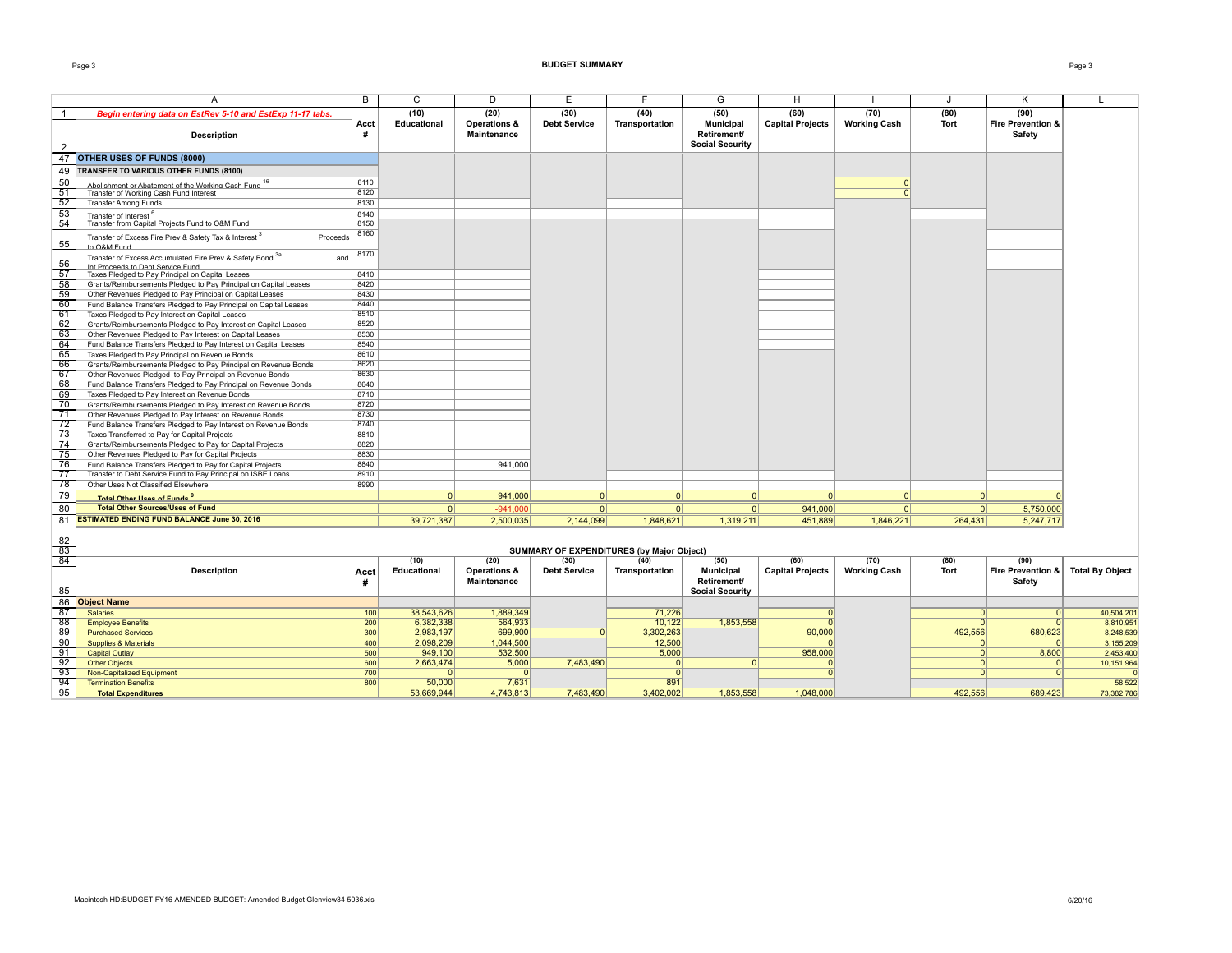## BUDGET SUMMARY

| | A | B | C | D | E | F | G | H | I | J | K | L |
|---|---|---|---|---|---|---|---|---|---|---|---|---|
| 1 | *Begin entering data on EstRev 5-10 and EstExp 11-17 tabs.* | | (10) | (20) | (30) | (40) | (50) | (60) | (70) | (80) | (90) | |
| 2 | Description | Acct # | Educational | Operations & Maintenance | Debt Service | Transportation | Municipal Retirement/ Social Security | Capital Projects | Working Cash | Tort | Fire Prevention & Safety | |
| 47 | **OTHER USES OF FUNDS (8000)** | | | | | | | | | | | |
| 49 | **TRANSFER TO VARIOUS OTHER FUNDS (8100)** | | | | | | | | | | | |
| 50 | Abolishment or Abatement of the Working Cash Fund [16] | 8110 | | | | | | | 0 | | | |
| 51 | Transfer of Working Cash Fund Interest | 8120 | | | | | | | 0 | | | |
| 52 | Transfer Among Funds | 8130 | | | | | | | | | | |
| 53 | Transfer of Interest [6] | 8140 | | | | | | | | | | |
| 54 | Transfer from Capital Projects Fund to O&M Fund | 8150 | | | | | | | | | | |
| 55 | Transfer of Excess Fire Prev & Safety Tax & Interest [3] Proceeds to O&M Fund | 8160 | | | | | | | | | | |
| 56 | Transfer of Excess Accumulated Fire Prev & Safety Bond [3a] and Int Proceeds to Debt Service Fund | 8170 | | | | | | | | | | |
| 57 | Taxes Pledged to Pay Principal on Capital Leases | 8410 | | | | | | | | | | |
| 58 | Grants/Reimbursements Pledged to Pay Principal on Capital Leases | 8420 | | | | | | | | | | |
| 59 | Other Revenues Pledged to Pay Principal on Capital Leases | 8430 | | | | | | | | | | |
| 60 | Fund Balance Transfers Pledged to Pay Principal on Capital Leases | 8440 | | | | | | | | | | |
| 61 | Taxes Pledged to Pay Interest on Capital Leases | 8510 | | | | | | | | | | |
| 62 | Grants/Reimbursements Pledged to Pay Interest on Capital Leases | 8520 | | | | | | | | | | |
| 63 | Other Revenues Pledged to Pay Interest on Capital Leases | 8530 | | | | | | | | | | |
| 64 | Fund Balance Transfers Pledged to Pay Interest on Capital Leases | 8540 | | | | | | | | | | |
| 65 | Taxes Pledged to Pay Principal on Revenue Bonds | 8610 | | | | | | | | | | |
| 66 | Grants/Reimbursements Pledged to Pay Principal on Revenue Bonds | 8620 | | | | | | | | | | |
| 67 | Other Revenues Pledged to Pay Principal on Revenue Bonds | 8630 | | | | | | | | | | |
| 68 | Fund Balance Transfers Pledged to Pay Principal on Revenue Bonds | 8640 | | | | | | | | | | |
| 69 | Taxes Pledged to Pay Interest on Revenue Bonds | 8710 | | | | | | | | | | |
| 70 | Grants/Reimbursements Pledged to Pay Interest on Revenue Bonds | 8720 | | | | | | | | | | |
| 71 | Other Revenues Pledged to Pay Interest on Revenue Bonds | 8730 | | | | | | | | | | |
| 72 | Fund Balance Transfers Pledged to Pay Interest on Revenue Bonds | 8740 | | | | | | | | | | |
| 73 | Taxes Transferred to Pay for Capital Projects | 8810 | | | | | | | | | | |
| 74 | Grants/Reimbursements Pledged to Pay for Capital Projects | 8820 | | | | | | | | | | |
| 75 | Other Revenues Pledged to Pay for Capital Projects | 8830 | | | | | | | | | | |
| 76 | Fund Balance Transfers Pledged to Pay for Capital Projects | 8840 | | 941,000 | | | | | | | | |
| 77 | Transfer to Debt Service Fund to Pay Principal on ISBE Loans | 8910 | | | | | | | | | | |
| 78 | Other Uses Not Classified Elsewhere | 8990 | | | | | | | | | | |
| 79 | **Total Other Uses of Funds [9]** | | 0 | 941,000 | 0 | 0 | 0 | 0 | 0 | 0 | 0 | |
| 80 | **Total Other Sources/Uses of Fund** | | 0 | -941,000 | 0 | 0 | 0 | 941,000 | 0 | 0 | 5,750,000 | |
| 81 | **ESTIMATED ENDING FUND BALANCE June 30, 2016** | | 39,721,387 | 2,500,035 | 2,144,099 | 1,848,621 | 1,319,211 | 451,889 | 1,846,221 | 264,431 | 5,247,717 | |

### SUMMARY OF EXPENDITURES (by Major Object)

| | Description | Acct # | (10) Educational | (20) Operations & Maintenance | (30) Debt Service | (40) Transportation | (50) Municipal Retirement/ Social Security | (60) Capital Projects | (70) Working Cash | (80) Tort | (90) Fire Prevention & Safety | Total By Object |
|---|---|---|---|---|---|---|---|---|---|---|---|---|
| 86 | **Object Name** | | | | | | | | | | | |
| 87 | Salaries | 100 | 38,543,626 | 1,889,349 | | 71,226 | | 0 | | 0 | 0 | 40,504,201 |
| 88 | Employee Benefits | 200 | 6,382,338 | 564,933 | | 10,122 | 1,853,558 | 0 | | 0 | 0 | 8,810,951 |
| 89 | Purchased Services | 300 | 2,983,197 | 699,900 | 0 | 3,302,263 | | 90,000 | | 492,556 | 680,623 | 8,248,539 |
| 90 | Supplies & Materials | 400 | 2,098,209 | 1,044,500 | | 12,500 | | 0 | | 0 | 0 | 3,155,209 |
| 91 | Capital Outlay | 500 | 949,100 | 532,500 | | 5,000 | | 958,000 | | 0 | 8,800 | 2,453,400 |
| 92 | Other Objects | 600 | 2,663,474 | 5,000 | 7,483,490 | 0 | 0 | 0 | | 0 | 0 | 10,151,964 |
| 93 | Non-Capitalized Equipment | 700 | 0 | 0 | | 0 | | 0 | | 0 | 0 | 0 |
| 94 | Termination Benefits | 800 | 50,000 | 7,631 | | 891 | | | | | | 58,522 |
| 95 | **Total Expenditures** | | 53,669,944 | 4,743,813 | 7,483,490 | 3,402,002 | 1,853,558 | 1,048,000 | | 492,556 | 689,423 | 73,382,786 |

Macintosh HD:BUDGET:FY16 AMENDED BUDGET: Amended Budget Glenview34 5036.xls

6/20/16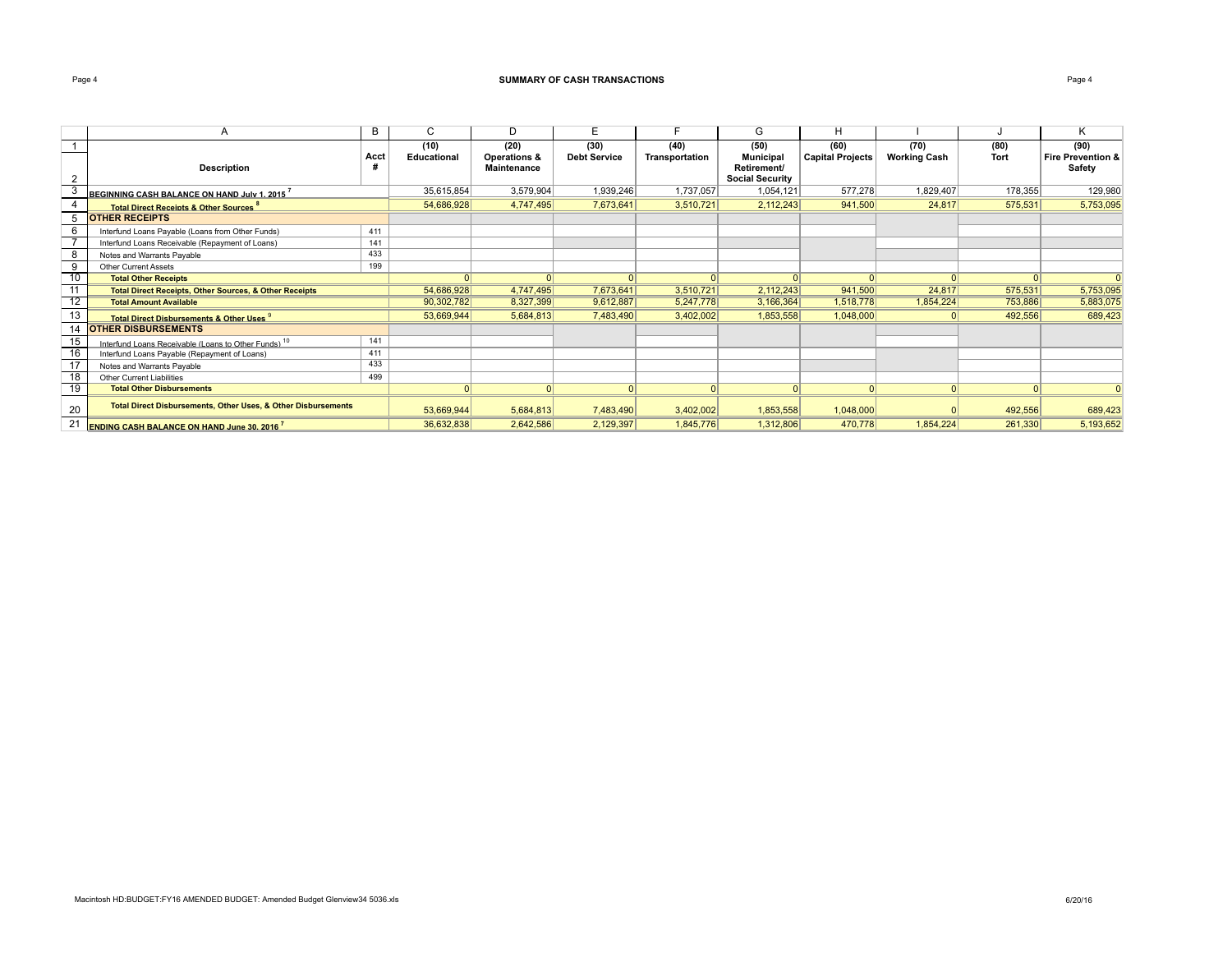# SUMMARY OF CASH TRANSACTIONS

| | A | B | C | D | E | F | G | H | I | J | K |
|---|---|---|---|---|---|---|---|---|---|---|---|
| 1-2 | Description | Acct # | (10) Educational | (20) Operations & Maintenance | (30) Debt Service | (40) Transportation | (50) Municipal Retirement/ Social Security | (60) Capital Projects | (70) Working Cash | (80) Tort | (90) Fire Prevention & Safety |
| 3 | **BEGINNING CASH BALANCE ON HAND July 1, 2015** [7] | | 35,615,854 | 3,579,904 | 1,939,246 | 1,737,057 | 1,054,121 | 577,278 | 1,829,407 | 178,355 | 129,980 |
| 4 | **Total Direct Receipts & Other Sources** [8] | | 54,686,928 | 4,747,495 | 7,673,641 | 3,510,721 | 2,112,243 | 941,500 | 24,817 | 575,531 | 5,753,095 |
| 5 | **OTHER RECEIPTS** | | | | | | | | | | |
| 6 | Interfund Loans Payable (Loans from Other Funds) | 411 | | | | | | | | | |
| 7 | Interfund Loans Receivable (Repayment of Loans) | 141 | | | | | | | | | |
| 8 | Notes and Warrants Payable | 433 | | | | | | | | | |
| 9 | Other Current Assets | 199 | | | | | | | | | |
| 10 | **Total Other Receipts** | | 0 | 0 | 0 | 0 | 0 | 0 | 0 | 0 | 0 |
| 11 | **Total Direct Receipts, Other Sources, & Other Receipts** | | 54,686,928 | 4,747,495 | 7,673,641 | 3,510,721 | 2,112,243 | 941,500 | 24,817 | 575,531 | 5,753,095 |
| 12 | **Total Amount Available** | | 90,302,782 | 8,327,399 | 9,612,887 | 5,247,778 | 3,166,364 | 1,518,778 | 1,854,224 | 753,886 | 5,883,075 |
| 13 | **Total Direct Disbursements & Other Uses** [9] | | 53,669,944 | 5,684,813 | 7,483,490 | 3,402,002 | 1,853,558 | 1,048,000 | 0 | 492,556 | 689,423 |
| 14 | **OTHER DISBURSEMENTS** | | | | | | | | | | |
| 15 | Interfund Loans Receivable (Loans to Other Funds) [10] | 141 | | | | | | | | | |
| 16 | Interfund Loans Payable (Repayment of Loans) | 411 | | | | | | | | | |
| 17 | Notes and Warrants Payable | 433 | | | | | | | | | |
| 18 | Other Current Liabilities | 499 | | | | | | | | | |
| 19 | **Total Other Disbursements** | | 0 | 0 | 0 | 0 | 0 | 0 | 0 | 0 | 0 |
| 20 | **Total Direct Disbursements, Other Uses, & Other Disbursements** | | 53,669,944 | 5,684,813 | 7,483,490 | 3,402,002 | 1,853,558 | 1,048,000 | 0 | 492,556 | 689,423 |
| 21 | **ENDING CASH BALANCE ON HAND June 30, 2016** [7] | | 36,632,838 | 2,642,586 | 2,129,397 | 1,845,776 | 1,312,806 | 470,778 | 1,854,224 | 261,330 | 5,193,652 |

Macintosh HD:BUDGET:FY16 AMENDED BUDGET: Amended Budget Glenview34 5036.xls 6/20/16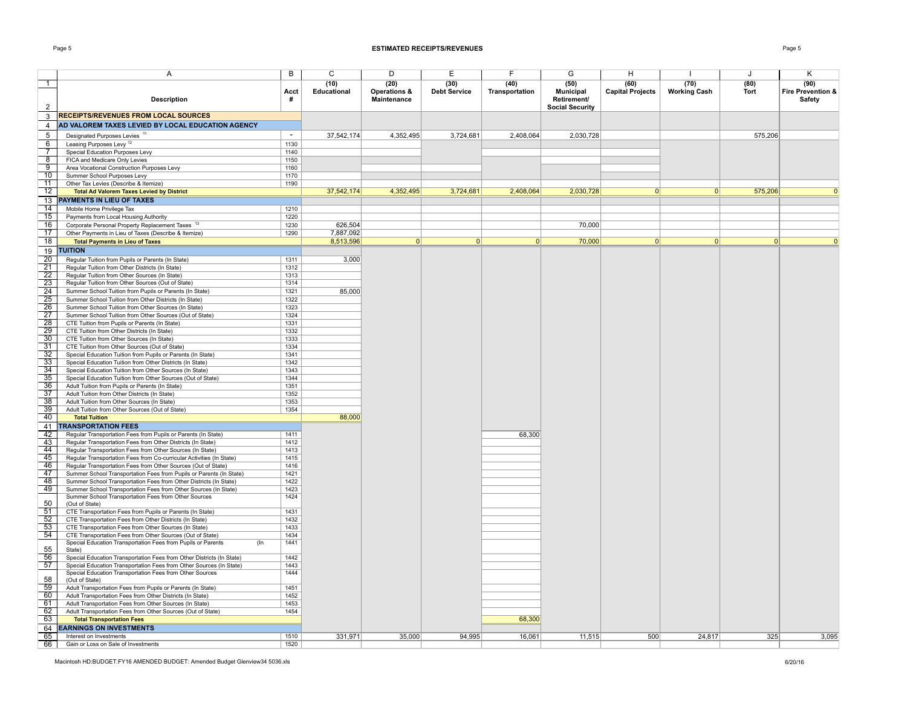## ESTIMATED RECEIPTS/REVENUES

| | A | B | C | D | E | F | G | H | I | J | K |
|---|---|---|---|---|---|---|---|---|---|---|---|
| 1-2 | Description | Acct # | (10) Educational | (20) Operations & Maintenance | (30) Debt Service | (40) Transportation | (50) Municipal Retirement/ Social Security | (60) Capital Projects | (70) Working Cash | (80) Tort | (90) Fire Prevention & Safety |
| 3 | **RECEIPTS/REVENUES FROM LOCAL SOURCES** | | | | | | | | | | |
| 4 | **AD VALOREM TAXES LEVIED BY LOCAL EDUCATION AGENCY** | | | | | | | | | | |
| 5 | Designated Purposes Levies [11] | - | 37,542,174 | 4,352,495 | 3,724,681 | 2,408,064 | 2,030,728 | | | 575,206 | |
| 6 | Leasing Purposes Levy [12] | 1130 | | | | | | | | | |
| 7 | Special Education Purposes Levy | 1140 | | | | | | | | | |
| 8 | FICA and Medicare Only Levies | 1150 | | | | | | | | | |
| 9 | Area Vocational Construction Purposes Levy | 1160 | | | | | | | | | |
| 10 | Summer School Purposes Levy | 1170 | | | | | | | | | |
| 11 | Other Tax Levies (Describe & Itemize) | 1190 | | | | | | | | | |
| 12 | **Total Ad Valorem Taxes Levied by District** | | 37,542,174 | 4,352,495 | 3,724,681 | 2,408,064 | 2,030,728 | 0 | 0 | 575,206 | 0 |
| 13 | **PAYMENTS IN LIEU OF TAXES** | | | | | | | | | | |
| 14 | Mobile Home Privilege Tax | 1210 | | | | | | | | | |
| 15 | Payments from Local Housing Authority | 1220 | | | | | | | | | |
| 16 | Corporate Personal Property Replacement Taxes [13] | 1230 | 626,504 | | | | 70,000 | | | | |
| 17 | Other Payments in Lieu of Taxes (Describe & Itemize) | 1290 | 7,887,092 | | | | | | | | |
| 18 | **Total Payments in Lieu of Taxes** | | 8,513,596 | 0 | 0 | 0 | 70,000 | 0 | 0 | 0 | 0 |
| 19 | **TUITION** | | | | | | | | | | |
| 20 | Regular Tuition from Pupils or Parents (In State) | 1311 | 3,000 | | | | | | | | |
| 21 | Regular Tuition from Other Districts (In State) | 1312 | | | | | | | | | |
| 22 | Regular Tuition from Other Sources (In State) | 1313 | | | | | | | | | |
| 23 | Regular Tuition from Other Sources (Out of State) | 1314 | | | | | | | | | |
| 24 | Summer School Tuition from Pupils or Parents (In State) | 1321 | 85,000 | | | | | | | | |
| 25 | Summer School Tuition from Other Districts (In State) | 1322 | | | | | | | | | |
| 26 | Summer School Tuition from Other Sources (In State) | 1323 | | | | | | | | | |
| 27 | Summer School Tuition from Other Sources (Out of State) | 1324 | | | | | | | | | |
| 28 | CTE Tuition from Pupils or Parents (In State) | 1331 | | | | | | | | | |
| 29 | CTE Tuition from Other Districts (In State) | 1332 | | | | | | | | | |
| 30 | CTE Tuition from Other Sources (In State) | 1333 | | | | | | | | | |
| 31 | CTE Tuition from Other Sources (Out of State) | 1334 | | | | | | | | | |
| 32 | Special Education Tuition from Pupils or Parents (In State) | 1341 | | | | | | | | | |
| 33 | Special Education Tuition from Other Districts (In State) | 1342 | | | | | | | | | |
| 34 | Special Education Tuition from Other Sources (In State) | 1343 | | | | | | | | | |
| 35 | Special Education Tuition from Other Sources (Out of State) | 1344 | | | | | | | | | |
| 36 | Adult Tuition from Pupils or Parents (In State) | 1351 | | | | | | | | | |
| 37 | Adult Tuition from Other Districts (In State) | 1352 | | | | | | | | | |
| 38 | Adult Tuition from Other Sources (In State) | 1353 | | | | | | | | | |
| 39 | Adult Tuition from Other Sources (Out of State) | 1354 | | | | | | | | | |
| 40 | **Total Tuition** | | 88,000 | | | | | | | | |
| 41 | **TRANSPORTATION FEES** | | | | | | | | | | |
| 42 | Regular Transportation Fees from Pupils or Parents (In State) | 1411 | | | | 68,300 | | | | | |
| 43 | Regular Transportation Fees from Other Districts (In State) | 1412 | | | | | | | | | |
| 44 | Regular Transportation Fees from Other Sources (In State) | 1413 | | | | | | | | | |
| 45 | Regular Transportation Fees from Co-curricular Activities (In State) | 1415 | | | | | | | | | |
| 46 | Regular Transportation Fees from Other Sources (Out of State) | 1416 | | | | | | | | | |
| 47 | Summer School Transportation Fees from Pupils or Parents (In State) | 1421 | | | | | | | | | |
| 48 | Summer School Transportation Fees from Other Districts (In State) | 1422 | | | | | | | | | |
| 49 | Summer School Transportation Fees from Other Sources (In State) | 1423 | | | | | | | | | |
| 50 | Summer School Transportation Fees from Other Sources (Out of State) | 1424 | | | | | | | | | |
| 51 | CTE Transportation Fees from Pupils or Parents (In State) | 1431 | | | | | | | | | |
| 52 | CTE Transportation Fees from Other Districts (In State) | 1432 | | | | | | | | | |
| 53 | CTE Transportation Fees from Other Sources (In State) | 1433 | | | | | | | | | |
| 54 | CTE Transportation Fees from Other Sources (Out of State) | 1434 | | | | | | | | | |
| 55 | Special Education Transportation Fees from Pupils or Parents (In State) | 1441 | | | | | | | | | |
| 56 | Special Education Transportation Fees from Other Districts (In State) | 1442 | | | | | | | | | |
| 57 | Special Education Transportation Fees from Other Sources (In State) | 1443 | | | | | | | | | |
| 58 | Special Education Transportation Fees from Other Sources (Out of State) | 1444 | | | | | | | | | |
| 59 | Adult Transportation Fees from Pupils or Parents (In State) | 1451 | | | | | | | | | |
| 60 | Adult Transportation Fees from Other Districts (In State) | 1452 | | | | | | | | | |
| 61 | Adult Transportation Fees from Other Sources (In State) | 1453 | | | | | | | | | |
| 62 | Adult Transportation Fees from Other Sources (Out of State) | 1454 | | | | | | | | | |
| 63 | **Total Transportation Fees** | | | | | 68,300 | | | | | |
| 64 | **EARNINGS ON INVESTMENTS** | | | | | | | | | | |
| 65 | Interest on Investments | 1510 | 331,971 | 35,000 | 94,995 | 16,061 | 11,515 | 500 | 24,817 | 325 | 3,095 |
| 66 | Gain or Loss on Sale of Investments | 1520 | | | | | | | | | |

Macintosh HD:BUDGET:FY16 AMENDED BUDGET: Amended Budget Glenview34 5036.xls 6/20/16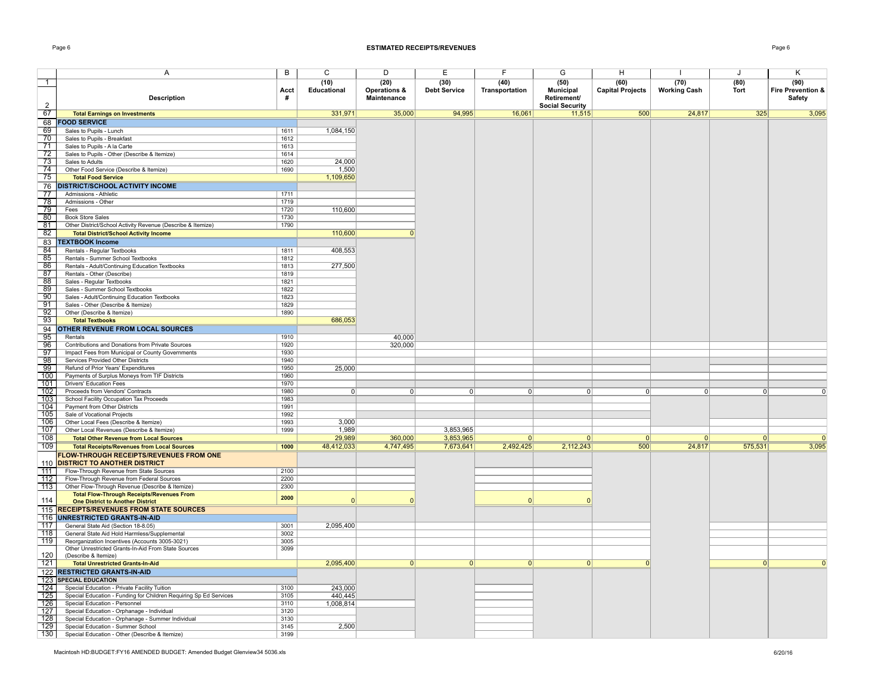## ESTIMATED RECEIPTS/REVENUES

| | A | B | C | D | E | F | G | H | I | J | K |
|---|---|---|---|---|---|---|---|---|---|---|---|
| 1 | Description | Acct # | (10) Educational | (20) Operations & Maintenance | (30) Debt Service | (40) Transportation | (50) Municipal Retirement/ Social Security | (60) Capital Projects | (70) Working Cash | (80) Tort | (90) Fire Prevention & Safety |
| 67 | **Total Earnings on Investments** | | 331,971 | 35,000 | 94,995 | 16,061 | 11,515 | 500 | 24,817 | 325 | 3,095 |
| 68 | **FOOD SERVICE** | | | | | | | | | | |
| 69 | Sales to Pupils - Lunch | 1611 | 1,084,150 | | | | | | | | |
| 70 | Sales to Pupils - Breakfast | 1612 | | | | | | | | | |
| 71 | Sales to Pupils - A la Carte | 1613 | | | | | | | | | |
| 72 | Sales to Pupils - Other (Describe & Itemize) | 1614 | | | | | | | | | |
| 73 | Sales to Adults | 1620 | 24,000 | | | | | | | | |
| 74 | Other Food Service (Describe & Itemize) | 1690 | 1,500 | | | | | | | | |
| 75 | **Total Food Service** | | 1,109,650 | | | | | | | | |
| 76 | **DISTRICT/SCHOOL ACTIVITY INCOME** | | | | | | | | | | |
| 77 | Admissions - Athletic | 1711 | | | | | | | | | |
| 78 | Admissions - Other | 1719 | | | | | | | | | |
| 79 | Fees | 1720 | 110,600 | | | | | | | | |
| 80 | Book Store Sales | 1730 | | | | | | | | | |
| 81 | Other District/School Activity Revenue (Describe & Itemize) | 1790 | | | | | | | | | |
| 82 | **Total District/School Activity Income** | | 110,600 | 0 | | | | | | | |
| 83 | **TEXTBOOK Income** | | | | | | | | | | |
| 84 | Rentals - Regular Textbooks | 1811 | 408,553 | | | | | | | | |
| 85 | Rentals - Summer School Textbooks | 1812 | | | | | | | | | |
| 86 | Rentals - Adult/Continuing Education Textbooks | 1813 | 277,500 | | | | | | | | |
| 87 | Rentals - Other (Describe) | 1819 | | | | | | | | | |
| 88 | Sales - Regular Textbooks | 1821 | | | | | | | | | |
| 89 | Sales - Summer School Textbooks | 1822 | | | | | | | | | |
| 90 | Sales - Adult/Continuing Education Textbooks | 1823 | | | | | | | | | |
| 91 | Sales - Other (Describe & Itemize) | 1829 | | | | | | | | | |
| 92 | Other (Describe & Itemize) | 1890 | | | | | | | | | |
| 93 | **Total Textbooks** | | 686,053 | | | | | | | | |
| 94 | **OTHER REVENUE FROM LOCAL SOURCES** | | | | | | | | | | |
| 95 | Rentals | 1910 | | 40,000 | | | | | | | |
| 96 | Contributions and Donations from Private Sources | 1920 | | 320,000 | | | | | | | |
| 97 | Impact Fees from Municipal or County Governments | 1930 | | | | | | | | | |
| 98 | Services Provided Other Districts | 1940 | | | | | | | | | |
| 99 | Refund of Prior Years' Expenditures | 1950 | 25,000 | | | | | | | | |
| 100 | Payments of Surplus Moneys from TIF Districts | 1960 | | | | | | | | | |
| 101 | Drivers' Education Fees | 1970 | | | | | | | | | |
| 102 | Proceeds from Vendors' Contracts | 1980 | 0 | 0 | 0 | 0 | 0 | 0 | 0 | 0 | 0 |
| 103 | School Facility Occupation Tax Proceeds | 1983 | | | | | | | | | |
| 104 | Payment from Other Districts | 1991 | | | | | | | | | |
| 105 | Sale of Vocational Projects | 1992 | | | | | | | | | |
| 106 | Other Local Fees (Describe & Itemize) | 1993 | 3,000 | | | | | | | | |
| 107 | Other Local Revenues (Describe & Itemize) | 1999 | 1,989 | | 3,853,965 | | | | | | |
| 108 | **Total Other Revenue from Local Sources** | | 29,989 | 360,000 | 3,853,965 | 0 | 0 | 0 | 0 | 0 | 0 |
| 109 | **Total Receipts/Revenues from Local Sources** | 1000 | 48,412,033 | 4,747,495 | 7,673,641 | 2,492,425 | 2,112,243 | 500 | 24,817 | 575,531 | 3,095 |
| 110 | **FLOW-THROUGH RECEIPTS/REVENUES FROM ONE DISTRICT TO ANOTHER DISTRICT** | | | | | | | | | | |
| 111 | Flow-Through Revenue from State Sources | 2100 | | | | | | | | | |
| 112 | Flow-Through Revenue from Federal Sources | 2200 | | | | | | | | | |
| 113 | Other Flow-Through Revenue (Describe & Itemize) | 2300 | | | | | | | | | |
| 114 | **Total Flow-Through Receipts/Revenues From One District to Another District** | 2000 | 0 | 0 | | 0 | 0 | | | | |
| 115 | **RECEIPTS/REVENUES FROM STATE SOURCES** | | | | | | | | | | |
| 116 | **UNRESTRICTED GRANTS-IN-AID** | | | | | | | | | | |
| 117 | General State Aid (Section 18-8.05) | 3001 | 2,095,400 | | | | | | | | |
| 118 | General State Aid Hold Harmless/Supplemental | 3002 | | | | | | | | | |
| 119 | Reorganization Incentives (Accounts 3005-3021) | 3005 | | | | | | | | | |
| 120 | Other Unrestricted Grants-In-Aid From State Sources (Describe & Itemize) | 3099 | | | | | | | | | |
| 121 | **Total Unrestricted Grants-In-Aid** | | 2,095,400 | 0 | 0 | 0 | 0 | 0 | | 0 | 0 |
| 122 | **RESTRICTED GRANTS-IN-AID** | | | | | | | | | | |
| 123 | **SPECIAL EDUCATION** | | | | | | | | | | |
| 124 | Special Education - Private Facility Tuition | 3100 | 243,000 | | | | | | | | |
| 125 | Special Education - Funding for Children Requiring Sp Ed Services | 3105 | 440,445 | | | | | | | | |
| 126 | Special Education - Personnel | 3110 | 1,008,814 | | | | | | | | |
| 127 | Special Education - Orphanage - Individual | 3120 | | | | | | | | | |
| 128 | Special Education - Orphanage - Summer Individual | 3130 | | | | | | | | | |
| 129 | Special Education - Summer School | 3145 | 2,500 | | | | | | | | |
| 130 | Special Education - Other (Describe & Itemize) | 3199 | | | | | | | | | |

Macintosh HD:BUDGET:FY16 AMENDED BUDGET: Amended Budget Glenview34 5036.xls 6/20/16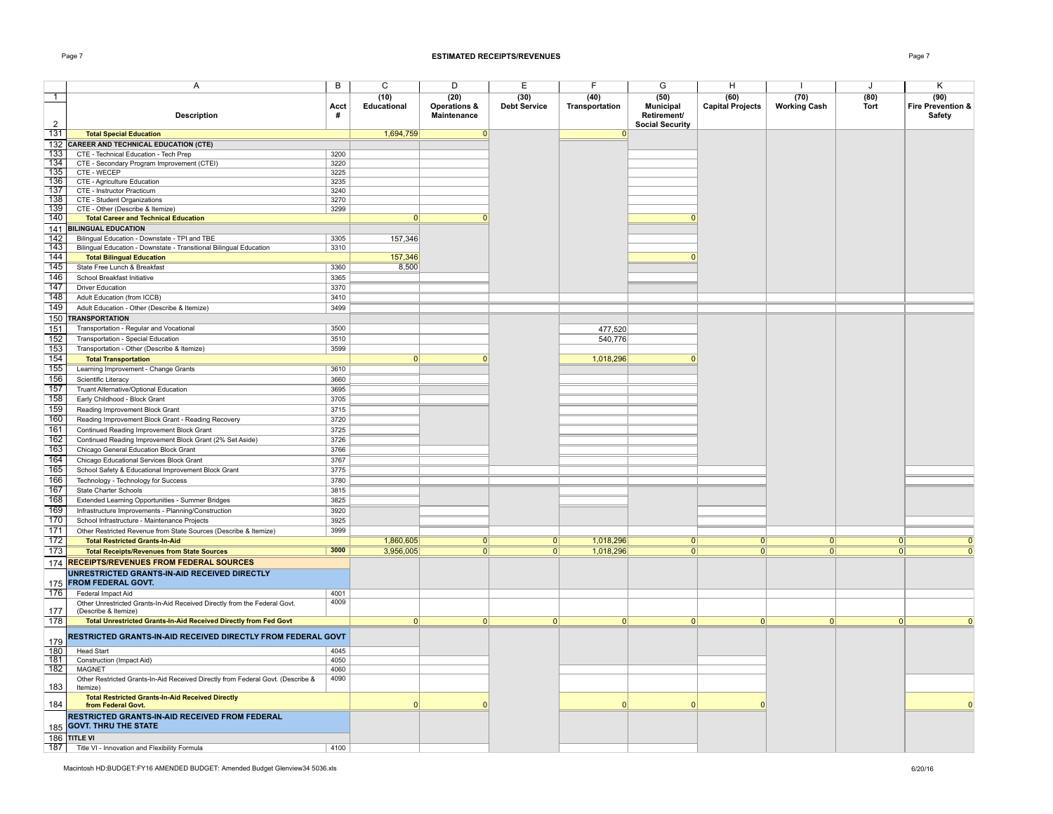# ESTIMATED RECEIPTS/REVENUES

| | A | B | C | D | E | F | G | H | I | J | K |
|---|---|---|---|---|---|---|---|---|---|---|---|
| 1 | | | (10) | (20) | (30) | (40) | (50) | (60) | (70) | (80) | (90) |
| 2 | **Description** | **Acct #** | **Educational** | **Operations & Maintenance** | **Debt Service** | **Transportation** | **Municipal Retirement/ Social Security** | **Capital Projects** | **Working Cash** | **Tort** | **Fire Prevention & Safety** |
| 131 | **Total Special Education** | | 1,694,759 | 0 | | 0 | | | | | |
| 132 | **CAREER AND TECHNICAL EDUCATION (CTE)** | | | | | | | | | | |
| 133 | CTE - Technical Education - Tech Prep | 3200 | | | | | | | | | |
| 134 | CTE - Secondary Program Improvement (CTEI) | 3220 | | | | | | | | | |
| 135 | CTE - WECEP | 3225 | | | | | | | | | |
| 136 | CTE - Agriculture Education | 3235 | | | | | | | | | |
| 137 | CTE - Instructor Practicum | 3240 | | | | | | | | | |
| 138 | CTE - Student Organizations | 3270 | | | | | | | | | |
| 139 | CTE - Other (Describe & Itemize) | 3299 | | | | | | | | | |
| 140 | **Total Career and Technical Education** | | 0 | 0 | | | 0 | | | | |
| 141 | **BILINGUAL EDUCATION** | | | | | | | | | | |
| 142 | Bilingual Education - Downstate - TPI and TBE | 3305 | 157,346 | | | | | | | | |
| 143 | Bilingual Education - Downstate - Transitional Bilingual Education | 3310 | | | | | | | | | |
| 144 | **Total Bilingual Education** | | 157,346 | | | | 0 | | | | |
| 145 | State Free Lunch & Breakfast | 3360 | 8,500 | | | | | | | | |
| 146 | School Breakfast Initiative | 3365 | | | | | | | | | |
| 147 | Driver Education | 3370 | | | | | | | | | |
| 148 | Adult Education (from ICCB) | 3410 | | | | | | | | | |
| 149 | Adult Education - Other (Describe & Itemize) | 3499 | | | | | | | | | |
| 150 | **TRANSPORTATION** | | | | | | | | | | |
| 151 | Transportation - Regular and Vocational | 3500 | | | | 477,520 | | | | | |
| 152 | Transportation - Special Education | 3510 | | | | 540,776 | | | | | |
| 153 | Transportation - Other (Describe & Itemize) | 3599 | | | | | | | | | |
| 154 | **Total Transportation** | | 0 | 0 | | 1,018,296 | 0 | | | | |
| 155 | Learning Improvement - Change Grants | 3610 | | | | | | | | | |
| 156 | Scientific Literacy | 3660 | | | | | | | | | |
| 157 | Truant Alternative/Optional Education | 3695 | | | | | | | | | |
| 158 | Early Childhood - Block Grant | 3705 | | | | | | | | | |
| 159 | Reading Improvement Block Grant | 3715 | | | | | | | | | |
| 160 | Reading Improvement Block Grant - Reading Recovery | 3720 | | | | | | | | | |
| 161 | Continued Reading Improvement Block Grant | 3725 | | | | | | | | | |
| 162 | Continued Reading Improvement Block Grant (2% Set Aside) | 3726 | | | | | | | | | |
| 163 | Chicago General Education Block Grant | 3766 | | | | | | | | | |
| 164 | Chicago Educational Services Block Grant | 3767 | | | | | | | | | |
| 165 | School Safety & Educational Improvement Block Grant | 3775 | | | | | | | | | |
| 166 | Technology - Technology for Success | 3780 | | | | | | | | | |
| 167 | State Charter Schools | 3815 | | | | | | | | | |
| 168 | Extended Learning Opportunities - Summer Bridges | 3825 | | | | | | | | | |
| 169 | Infrastructure Improvements - Planning/Construction | 3920 | | | | | | | | | |
| 170 | School Infrastructure - Maintenance Projects | 3925 | | | | | | | | | |
| 171 | Other Restricted Revenue from State Sources (Describe & Itemize) | 3999 | | | | | | | | | |
| 172 | **Total Restricted Grants-In-Aid** | | 1,860,605 | 0 | 0 | 1,018,296 | 0 | 0 | 0 | 0 | 0 |
| 173 | **Total Receipts/Revenues from State Sources** | **3000** | 3,956,005 | 0 | 0 | 1,018,296 | 0 | 0 | 0 | 0 | 0 |
| 174 | **RECEIPTS/REVENUES FROM FEDERAL SOURCES** | | | | | | | | | | |
| 175 | **UNRESTRICTED GRANTS-IN-AID RECEIVED DIRECTLY FROM FEDERAL GOVT.** | | | | | | | | | | |
| 176 | Federal Impact Aid | 4001 | | | | | | | | | |
| 177 | Other Unrestricted Grants-In-Aid Received Directly from the Federal Govt. (Describe & Itemize) | 4009 | | | | | | | | | |
| 178 | **Total Unrestricted Grants-In-Aid Received Directly from Fed Govt** | | 0 | 0 | 0 | 0 | 0 | 0 | 0 | 0 | 0 |
| 179 | **RESTRICTED GRANTS-IN-AID RECEIVED DIRECTLY FROM FEDERAL GOVT** | | | | | | | | | | |
| 180 | Head Start | 4045 | | | | | | | | | |
| 181 | Construction (Impact Aid) | 4050 | | | | | | | | | |
| 182 | MAGNET | 4060 | | | | | | | | | |
| 183 | Other Restricted Grants-In-Aid Received Directly from Federal Govt. (Describe & Itemize) | 4090 | | | | | | | | | |
| 184 | **Total Restricted Grants-In-Aid Received Directly from Federal Govt.** | | 0 | 0 | | 0 | 0 | 0 | | | 0 |
| 185 | **RESTRICTED GRANTS-IN-AID RECEIVED FROM FEDERAL GOVT. THRU THE STATE** | | | | | | | | | | |
| 186 | **TITLE VI** | | | | | | | | | | |
| 187 | Title VI - Innovation and Flexibility Formula | 4100 | | | | | | | | | |

Macintosh HD:BUDGET:FY16 AMENDED BUDGET: Amended Budget Glenview34 5036.xls

6/20/16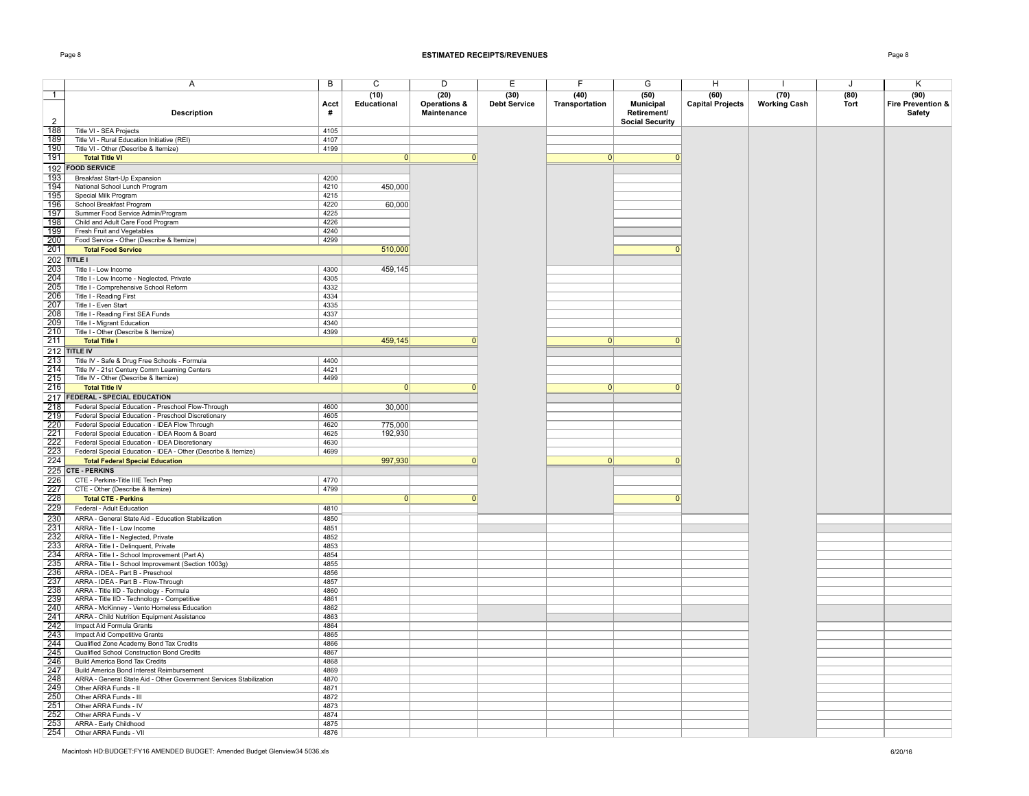# ESTIMATED RECEIPTS/REVENUES

| | A | B | C | D | E | F | G | H | I | J | K |
|---|---|---|---|---|---|---|---|---|---|---|---|
| 1-2 | Description | Acct # | (10) Educational | (20) Operations & Maintenance | (30) Debt Service | (40) Transportation | (50) Municipal Retirement/ Social Security | (60) Capital Projects | (70) Working Cash | (80) Tort | (90) Fire Prevention & Safety |
| 188 | Title VI - SEA Projects | 4105 | | | | | | | | | |
| 189 | Title VI - Rural Education Initiative (REI) | 4107 | | | | | | | | | |
| 190 | Title VI - Other (Describe & Itemize) | 4199 | | | | | | | | | |
| 191 | **Total Title VI** | | 0 | 0 | | 0 | 0 | | | | |
| 192 | **FOOD SERVICE** | | | | | | | | | | |
| 193 | Breakfast Start-Up Expansion | 4200 | | | | | | | | | |
| 194 | National School Lunch Program | 4210 | 450,000 | | | | | | | | |
| 195 | Special Milk Program | 4215 | | | | | | | | | |
| 196 | School Breakfast Program | 4220 | 60,000 | | | | | | | | |
| 197 | Summer Food Service Admin/Program | 4225 | | | | | | | | | |
| 198 | Child and Adult Care Food Program | 4226 | | | | | | | | | |
| 199 | Fresh Fruit and Vegetables | 4240 | | | | | | | | | |
| 200 | Food Service - Other (Describe & Itemize) | 4299 | | | | | | | | | |
| 201 | **Total Food Service** | | 510,000 | | | | 0 | | | | |
| 202 | **TITLE I** | | | | | | | | | | |
| 203 | Title I - Low Income | 4300 | 459,145 | | | | | | | | |
| 204 | Title I - Low Income - Neglected, Private | 4305 | | | | | | | | | |
| 205 | Title I - Comprehensive School Reform | 4332 | | | | | | | | | |
| 206 | Title I - Reading First | 4334 | | | | | | | | | |
| 207 | Title I - Even Start | 4335 | | | | | | | | | |
| 208 | Title I - Reading First SEA Funds | 4337 | | | | | | | | | |
| 209 | Title I - Migrant Education | 4340 | | | | | | | | | |
| 210 | Title I - Other (Describe & Itemize) | 4399 | | | | | | | | | |
| 211 | **Total Title I** | | 459,145 | 0 | | 0 | 0 | | | | |
| 212 | **TITLE IV** | | | | | | | | | | |
| 213 | Title IV - Safe & Drug Free Schools - Formula | 4400 | | | | | | | | | |
| 214 | Title IV - 21st Century Comm Learning Centers | 4421 | | | | | | | | | |
| 215 | Title IV - Other (Describe & Itemize) | 4499 | | | | | | | | | |
| 216 | **Total Title IV** | | 0 | 0 | | 0 | 0 | | | | |
| 217 | **FEDERAL - SPECIAL EDUCATION** | | | | | | | | | | |
| 218 | Federal Special Education - Preschool Flow-Through | 4600 | 30,000 | | | | | | | | |
| 219 | Federal Special Education - Preschool Discretionary | 4605 | | | | | | | | | |
| 220 | Federal Special Education - IDEA Flow Through | 4620 | 775,000 | | | | | | | | |
| 221 | Federal Special Education - IDEA Room & Board | 4625 | 192,930 | | | | | | | | |
| 222 | Federal Special Education - IDEA Discretionary | 4630 | | | | | | | | | |
| 223 | Federal Special Education - IDEA - Other (Describe & Itemize) | 4699 | | | | | | | | | |
| 224 | **Total Federal Special Education** | | 997,930 | 0 | | 0 | 0 | | | | |
| 225 | **CTE - PERKINS** | | | | | | | | | | |
| 226 | CTE - Perkins-Title IIIE Tech Prep | 4770 | | | | | | | | | |
| 227 | CTE - Other (Describe & Itemize) | 4799 | | | | | | | | | |
| 228 | **Total CTE - Perkins** | | 0 | 0 | | | 0 | | | | |
| 229 | Federal - Adult Education | 4810 | | | | | | | | | |
| 230 | ARRA - General State Aid - Education Stabilization | 4850 | | | | | | | | | |
| 231 | ARRA - Title I - Low Income | 4851 | | | | | | | | | |
| 232 | ARRA - Title I - Neglected, Private | 4852 | | | | | | | | | |
| 233 | ARRA - Title I - Delinquent, Private | 4853 | | | | | | | | | |
| 234 | ARRA - Title I - School Improvement (Part A) | 4854 | | | | | | | | | |
| 235 | ARRA - Title I - School Improvement (Section 1003g) | 4855 | | | | | | | | | |
| 236 | ARRA - IDEA - Part B - Preschool | 4856 | | | | | | | | | |
| 237 | ARRA - IDEA - Part B - Flow-Through | 4857 | | | | | | | | | |
| 238 | ARRA - Title IID - Technology - Formula | 4860 | | | | | | | | | |
| 239 | ARRA - Title IID - Technology - Competitive | 4861 | | | | | | | | | |
| 240 | ARRA - McKinney - Vento Homeless Education | 4862 | | | | | | | | | |
| 241 | ARRA - Child Nutrition Equipment Assistance | 4863 | | | | | | | | | |
| 242 | Impact Aid Formula Grants | 4864 | | | | | | | | | |
| 243 | Impact Aid Competitive Grants | 4865 | | | | | | | | | |
| 244 | Qualified Zone Academy Bond Tax Credits | 4866 | | | | | | | | | |
| 245 | Qualified School Construction Bond Credits | 4867 | | | | | | | | | |
| 246 | Build America Bond Tax Credits | 4868 | | | | | | | | | |
| 247 | Build America Bond Interest Reimbursement | 4869 | | | | | | | | | |
| 248 | ARRA - General State Aid - Other Government Services Stabilization | 4870 | | | | | | | | | |
| 249 | Other ARRA Funds - II | 4871 | | | | | | | | | |
| 250 | Other ARRA Funds - III | 4872 | | | | | | | | | |
| 251 | Other ARRA Funds - IV | 4873 | | | | | | | | | |
| 252 | Other ARRA Funds - V | 4874 | | | | | | | | | |
| 253 | ARRA - Early Childhood | 4875 | | | | | | | | | |
| 254 | Other ARRA Funds - VII | 4876 | | | | | | | | | |

Macintosh HD:BUDGET:FY16 AMENDED BUDGET: Amended Budget Glenview34 5036.xls

6/20/16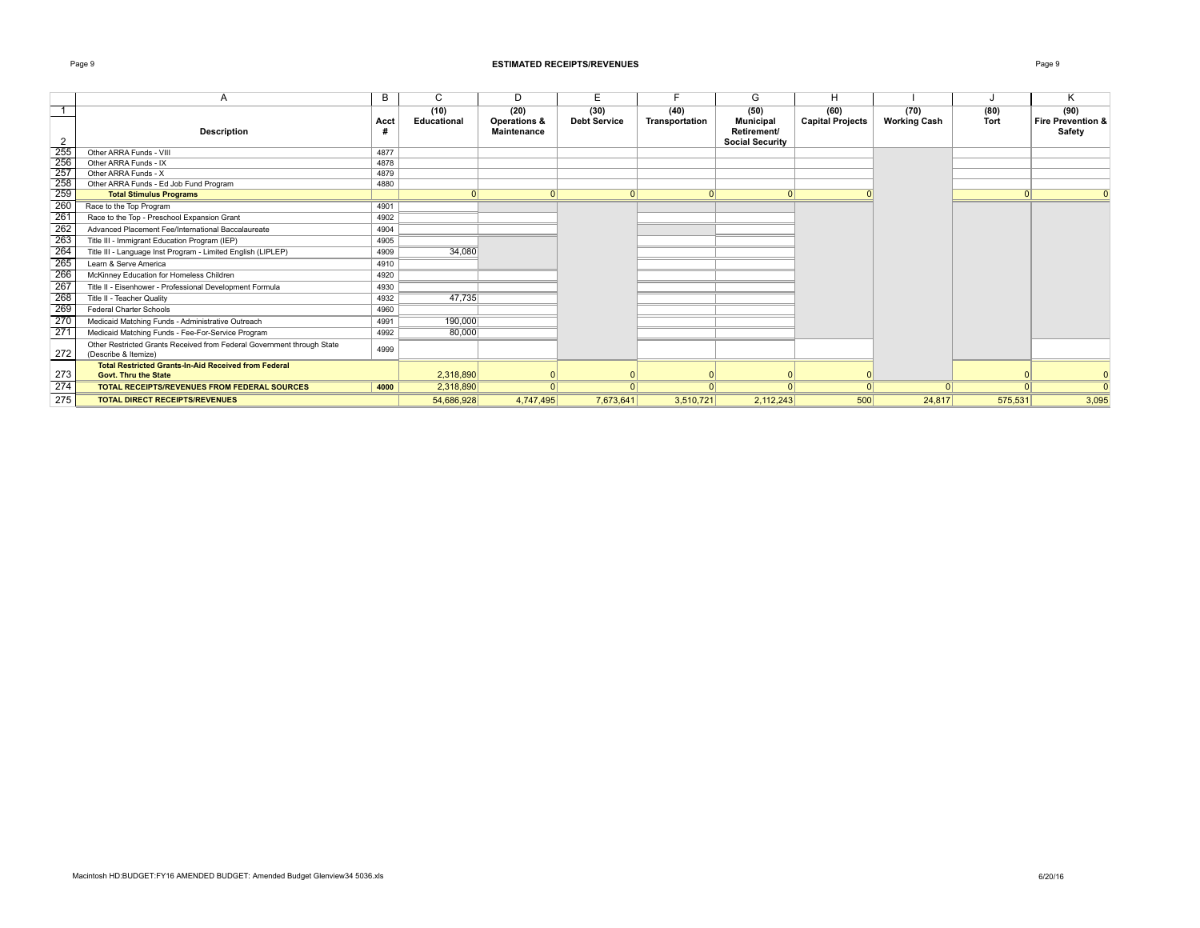# ESTIMATED RECEIPTS/REVENUES

| | A | B | C | D | E | F | G | H | I | J | K |
|---|---|---|---|---|---|---|---|---|---|---|---|
| 1 | | | (10) | (20) | (30) | (40) | (50) | (60) | (70) | (80) | (90) |
| 2 | Description | Acct # | Educational | Operations & Maintenance | Debt Service | Transportation | Municipal Retirement/ Social Security | Capital Projects | Working Cash | Tort | Fire Prevention & Safety |
| 255 | Other ARRA Funds - VIII | 4877 | | | | | | | | | |
| 256 | Other ARRA Funds - IX | 4878 | | | | | | | | | |
| 257 | Other ARRA Funds - X | 4879 | | | | | | | | | |
| 258 | Other ARRA Funds - Ed Job Fund Program | 4880 | | | | | | | | | |
| 259 | **Total Stimulus Programs** | | 0 | 0 | 0 | 0 | 0 | 0 | | 0 | 0 |
| 260 | Race to the Top Program | 4901 | | | | | | | | | |
| 261 | Race to the Top - Preschool Expansion Grant | 4902 | | | | | | | | | |
| 262 | Advanced Placement Fee/International Baccalaureate | 4904 | | | | | | | | | |
| 263 | Title III - Immigrant Education Program (IEP) | 4905 | | | | | | | | | |
| 264 | Title III - Language Inst Program - Limited English (LIPLEP) | 4909 | 34,080 | | | | | | | | |
| 265 | Learn & Serve America | 4910 | | | | | | | | | |
| 266 | McKinney Education for Homeless Children | 4920 | | | | | | | | | |
| 267 | Title II - Eisenhower - Professional Development Formula | 4930 | | | | | | | | | |
| 268 | Title II - Teacher Quality | 4932 | 47,735 | | | | | | | | |
| 269 | Federal Charter Schools | 4960 | | | | | | | | | |
| 270 | Medicaid Matching Funds - Administrative Outreach | 4991 | 190,000 | | | | | | | | |
| 271 | Medicaid Matching Funds - Fee-For-Service Program | 4992 | 80,000 | | | | | | | | |
| 272 | Other Restricted Grants Received from Federal Government through State (Describe & Itemize) | 4999 | | | | | | | | | |
| 273 | **Total Restricted Grants-In-Aid Received from Federal Govt. Thru the State** | | 2,318,890 | 0 | 0 | 0 | 0 | 0 | | 0 | 0 |
| 274 | **TOTAL RECEIPTS/REVENUES FROM FEDERAL SOURCES** | **4000** | 2,318,890 | 0 | 0 | 0 | 0 | 0 | 0 | 0 | 0 |
| 275 | **TOTAL DIRECT RECEIPTS/REVENUES** | | 54,686,928 | 4,747,495 | 7,673,641 | 3,510,721 | 2,112,243 | 500 | 24,817 | 575,531 | 3,095 |

Macintosh HD:BUDGET:FY16 AMENDED BUDGET: Amended Budget Glenview34 5036.xls 6/20/16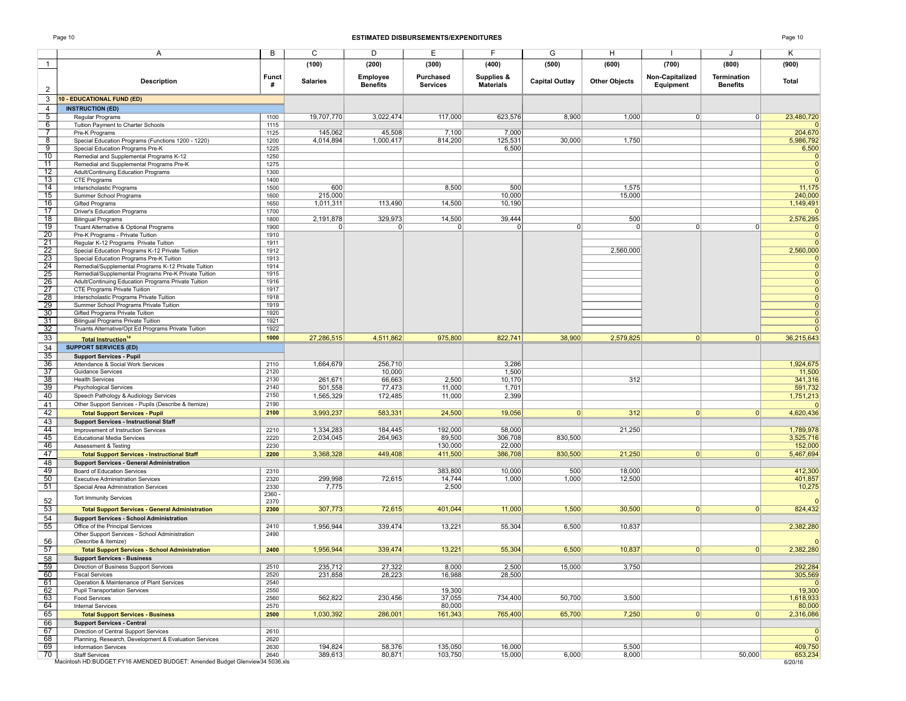# ESTIMATED DISBURSEMENTS/EXPENDITURES

| | A | B | C | D | E | F | G | H | I | J | K |
|---|---|---|---|---|---|---|---|---|---|---|---|
| 1 | | | (100) | (200) | (300) | (400) | (500) | (600) | (700) | (800) | (900) |
| 2 | **Description** | **Funct #** | **Salaries** | **Employee Benefits** | **Purchased Services** | **Supplies & Materials** | **Capital Outlay** | **Other Objects** | **Non-Capitalized Equipment** | **Termination Benefits** | **Total** |
| 3 | **10 - EDUCATIONAL FUND (ED)** | | | | | | | | | | |
| 4 | **INSTRUCTION (ED)** | | | | | | | | | | |
| 5 | Regular Programs | 1100 | 19,707,770 | 3,022,474 | 117,000 | 623,576 | 8,900 | 1,000 | 0 | 0 | 23,480,720 |
| 6 | Tuition Payment to Charter Schools | 1115 | | | | | | | | | 0 |
| 7 | Pre-K Programs | 1125 | 145,062 | 45,508 | 7,100 | 7,000 | | | | | 204,670 |
| 8 | Special Education Programs (Functions 1200 - 1220) | 1200 | 4,014,894 | 1,000,417 | 814,200 | 125,531 | 30,000 | 1,750 | | | 5,986,792 |
| 9 | Special Education Programs Pre-K | 1225 | | | | 6,500 | | | | | 6,500 |
| 10 | Remedial and Supplemental Programs K-12 | 1250 | | | | | | | | | 0 |
| 11 | Remedial and Supplemental Programs Pre-K | 1275 | | | | | | | | | 0 |
| 12 | Adult/Continuing Education Programs | 1300 | | | | | | | | | 0 |
| 13 | CTE Programs | 1400 | | | | | | | | | 0 |
| 14 | Interscholastic Programs | 1500 | 600 | | 8,500 | 500 | | 1,575 | | | 11,175 |
| 15 | Summer School Programs | 1600 | 215,000 | | | 10,000 | | 15,000 | | | 240,000 |
| 16 | Gifted Programs | 1650 | 1,011,311 | 113,490 | 14,500 | 10,190 | | | | | 1,149,491 |
| 17 | Driver's Education Programs | 1700 | | | | | | | | | 0 |
| 18 | Bilingual Programs | 1800 | 2,191,878 | 329,973 | 14,500 | 39,444 | | 500 | | | 2,576,295 |
| 19 | Truant Alternative & Optional Programs | 1900 | 0 | 0 | 0 | 0 | 0 | 0 | 0 | 0 | 0 |
| 20 | Pre-K Programs - Private Tuition | 1910 | | | | | | | | | 0 |
| 21 | Regular K-12 Programs Private Tuition | 1911 | | | | | | | | | 0 |
| 22 | Special Education Programs K-12 Private Tuition | 1912 | | | | | | 2,560,000 | | | 2,560,000 |
| 23 | Special Education Programs Pre-K Tuition | 1913 | | | | | | | | | 0 |
| 24 | Remedial/Supplemental Programs K-12 Private Tuition | 1914 | | | | | | | | | 0 |
| 25 | Remedial/Supplemental Programs Pre-K Private Tuition | 1915 | | | | | | | | | 0 |
| 26 | Adult/Continuing Education Programs Private Tuition | 1916 | | | | | | | | | 0 |
| 27 | CTE Programs Private Tuition | 1917 | | | | | | | | | 0 |
| 28 | Interscholastic Programs Private Tuition | 1918 | | | | | | | | | 0 |
| 29 | Summer School Programs Private Tuition | 1919 | | | | | | | | | 0 |
| 30 | Gifted Programs Private Tuition | 1920 | | | | | | | | | 0 |
| 31 | Bilingual Programs Private Tuition | 1921 | | | | | | | | | 0 |
| 32 | Truants Alternative/Opt Ed Programs Private Tuition | 1922 | | | | | | | | | 0 |
| 33 | **Total Instruction[14]** | **1000** | 27,286,515 | 4,511,862 | 975,800 | 822,741 | 38,900 | 2,579,825 | 0 | 0 | 36,215,643 |
| 34 | **SUPPORT SERVICES (ED)** | | | | | | | | | | |
| 35 | **Support Services - Pupil** | | | | | | | | | | |
| 36 | Attendance & Social Work Services | 2110 | 1,664,679 | 256,710 | | 3,286 | | | | | 1,924,675 |
| 37 | Guidance Services | 2120 | | 10,000 | | 1,500 | | | | | 11,500 |
| 38 | Health Services | 2130 | 261,671 | 66,663 | 2,500 | 10,170 | | 312 | | | 341,316 |
| 39 | Psychological Services | 2140 | 501,558 | 77,473 | 11,000 | 1,701 | | | | | 591,732 |
| 40 | Speech Pathology & Audiology Services | 2150 | 1,565,329 | 172,485 | 11,000 | 2,399 | | | | | 1,751,213 |
| 41 | Other Support Services - Pupils (Describe & Itemize) | 2190 | | | | | | | | | 0 |
| 42 | **Total Support Services - Pupil** | **2100** | 3,993,237 | 583,331 | 24,500 | 19,056 | 0 | 312 | 0 | 0 | 4,620,436 |
| 43 | **Support Services - Instructional Staff** | | | | | | | | | | |
| 44 | Improvement of Instruction Services | 2210 | 1,334,283 | 184,445 | 192,000 | 58,000 | | 21,250 | | | 1,789,978 |
| 45 | Educational Media Services | 2220 | 2,034,045 | 264,963 | 89,500 | 306,708 | 830,500 | | | | 3,525,716 |
| 46 | Assessment & Testing | 2230 | | | 130,000 | 22,000 | | | | | 152,000 |
| 47 | **Total Support Services - Instructional Staff** | **2200** | 3,368,328 | 449,408 | 411,500 | 386,708 | 830,500 | 21,250 | 0 | 0 | 5,467,694 |
| 48 | **Support Services - General Administration** | | | | | | | | | | |
| 49 | Board of Education Services | 2310 | | | 383,800 | 10,000 | 500 | 18,000 | | | 412,300 |
| 50 | Executive Administration Services | 2320 | 299,998 | 72,615 | 14,744 | 1,000 | 1,000 | 12,500 | | | 401,857 |
| 51 | Special Area Administration Services | 2330 | 7,775 | | 2,500 | | | | | | 10,275 |
| 52 | Tort Immunity Services | 2360 - 2370 | | | | | | | | | 0 |
| 53 | **Total Support Services - General Administration** | **2300** | 307,773 | 72,615 | 401,044 | 11,000 | 1,500 | 30,500 | 0 | 0 | 824,432 |
| 54 | **Support Services - School Administration** | | | | | | | | | | |
| 55 | Office of the Principal Services | 2410 | 1,956,944 | 339,474 | 13,221 | 55,304 | 6,500 | 10,837 | | | 2,382,280 |
| 56 | Other Support Services - School Administration (Describe & Itemize) | 2490 | | | | | | | | | 0 |
| 57 | **Total Support Services - School Administration** | **2400** | 1,956,944 | 339,474 | 13,221 | 55,304 | 6,500 | 10,837 | 0 | 0 | 2,382,280 |
| 58 | **Support Services - Business** | | | | | | | | | | |
| 59 | Direction of Business Support Services | 2510 | 235,712 | 27,322 | 8,000 | 2,500 | 15,000 | 3,750 | | | 292,284 |
| 60 | Fiscal Services | 2520 | 231,858 | 28,223 | 16,988 | 28,500 | | | | | 305,569 |
| 61 | Operation & Maintenance of Plant Services | 2540 | | | | | | | | | 0 |
| 62 | Pupil Transportation Services | 2550 | | | 19,300 | | | | | | 19,300 |
| 63 | Food Services | 2560 | 562,822 | 230,456 | 37,055 | 734,400 | 50,700 | 3,500 | | | 1,618,933 |
| 64 | Internal Services | 2570 | | | 80,000 | | | | | | 80,000 |
| 65 | **Total Support Services - Business** | **2500** | 1,030,392 | 286,001 | 161,343 | 765,400 | 65,700 | 7,250 | 0 | 0 | 2,316,086 |
| 66 | **Support Services - Central** | | | | | | | | | | |
| 67 | Direction of Central Support Services | 2610 | | | | | | | | | 0 |
| 68 | Planning, Research, Development & Evaluation Services | 2620 | | | | | | | | | 0 |
| 69 | Information Services | 2630 | 194,824 | 58,376 | 135,050 | 16,000 | | 5,500 | | | 409,750 |
| 70 | Staff Services | 2640 | 389,613 | 80,871 | 103,750 | 15,000 | 6,000 | 8,000 | | 50,000 | 653,234 |

Macintosh HD:BUDGET:FY16 AMENDED BUDGET: Amended Budget Glenview34 5036.xls

6/20/16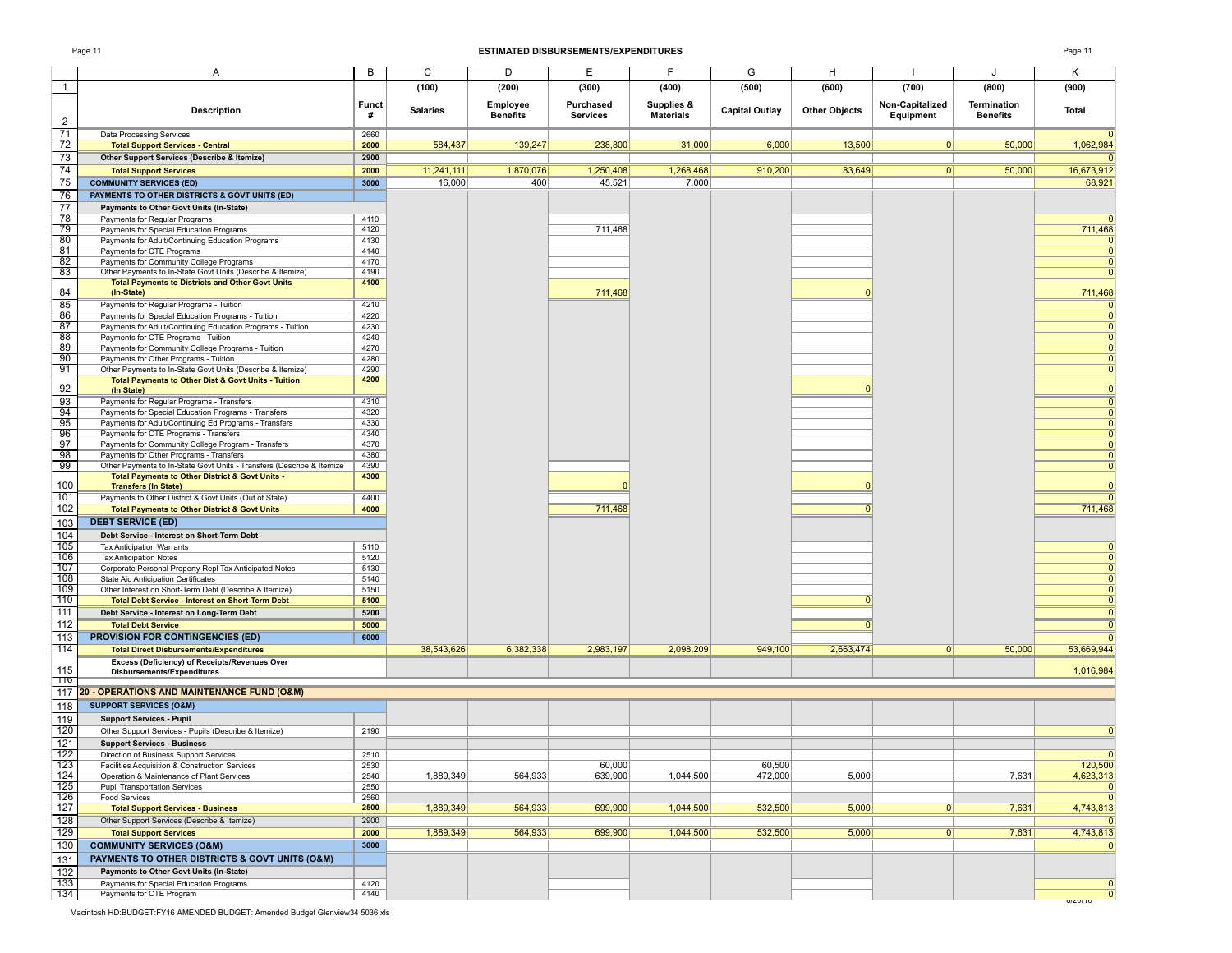## ESTIMATED DISBURSEMENTS/EXPENDITURES

| | A | B | C | D | E | F | G | H | I | J | K |
|---|---|---|---|---|---|---|---|---|---|---|---|
| 1 | | | (100) | (200) | (300) | (400) | (500) | (600) | (700) | (800) | (900) |
| 2 | Description | Funct # | Salaries | Employee Benefits | Purchased Services | Supplies & Materials | Capital Outlay | Other Objects | Non-Capitalized Equipment | Termination Benefits | Total |
| 71 | Data Processing Services | 2660 | | | | | | | | | 0 |
| 72 | **Total Support Services - Central** | 2600 | 584,437 | 139,247 | 238,800 | 31,000 | 6,000 | 13,500 | 0 | 50,000 | 1,062,984 |
| 73 | **Other Support Services (Describe & Itemize)** | 2900 | | | | | | | | | 0 |
| 74 | **Total Support Services** | 2000 | 11,241,111 | 1,870,076 | 1,250,408 | 1,268,468 | 910,200 | 83,649 | 0 | 50,000 | 16,673,912 |
| 75 | **COMMUNITY SERVICES (ED)** | 3000 | 16,000 | 400 | 45,521 | 7,000 | | | | | 68,921 |
| 76 | **PAYMENTS TO OTHER DISTRICTS & GOVT UNITS (ED)** | | | | | | | | | | |
| 77 | **Payments to Other Govt Units (In-State)** | | | | | | | | | | |
| 78 | Payments for Regular Programs | 4110 | | | | | | | | | 0 |
| 79 | Payments for Special Education Programs | 4120 | | | 711,468 | | | | | | 711,468 |
| 80 | Payments for Adult/Continuing Education Programs | 4130 | | | | | | | | | 0 |
| 81 | Payments for CTE Programs | 4140 | | | | | | | | | 0 |
| 82 | Payments for Community College Programs | 4170 | | | | | | | | | 0 |
| 83 | Other Payments to In-State Govt Units (Describe & Itemize) | 4190 | | | | | | | | | 0 |
| 84 | **Total Payments to Districts and Other Govt Units (In-State)** | 4100 | | | 711,468 | | | 0 | | | 711,468 |
| 85 | Payments for Regular Programs - Tuition | 4210 | | | | | | | | | 0 |
| 86 | Payments for Special Education Programs - Tuition | 4220 | | | | | | | | | 0 |
| 87 | Payments for Adult/Continuing Education Programs - Tuition | 4230 | | | | | | | | | 0 |
| 88 | Payments for CTE Programs - Tuition | 4240 | | | | | | | | | 0 |
| 89 | Payments for Community College Programs - Tuition | 4270 | | | | | | | | | 0 |
| 90 | Payments for Other Programs - Tuition | 4280 | | | | | | | | | 0 |
| 91 | Other Payments to In-State Govt Units (Describe & Itemize) | 4290 | | | | | | | | | 0 |
| 92 | **Total Payments to Other Dist & Govt Units - Tuition (In State)** | 4200 | | | | | | 0 | | | 0 |
| 93 | Payments for Regular Programs - Transfers | 4310 | | | | | | | | | 0 |
| 94 | Payments for Special Education Programs - Transfers | 4320 | | | | | | | | | 0 |
| 95 | Payments for Adult/Continuing Ed Programs - Transfers | 4330 | | | | | | | | | 0 |
| 96 | Payments for CTE Programs - Transfers | 4340 | | | | | | | | | 0 |
| 97 | Payments for Community College Program - Transfers | 4370 | | | | | | | | | 0 |
| 98 | Payments for Other Programs - Transfers | 4380 | | | | | | | | | 0 |
| 99 | Other Payments to In-State Govt Units - Transfers (Describe & Itemize | 4390 | | | | | | | | | 0 |
| 100 | **Total Payments to Other District & Govt Units - Transfers (In State)** | 4300 | | | 0 | | | 0 | | | 0 |
| 101 | Payments to Other District & Govt Units (Out of State) | 4400 | | | | | | | | | 0 |
| 102 | **Total Payments to Other District & Govt Units** | 4000 | | | 711,468 | | | 0 | | | 711,468 |
| 103 | **DEBT SERVICE (ED)** | | | | | | | | | | |
| 104 | **Debt Service - Interest on Short-Term Debt** | | | | | | | | | | |
| 105 | Tax Anticipation Warrants | 5110 | | | | | | | | | 0 |
| 106 | Tax Anticipation Notes | 5120 | | | | | | | | | 0 |
| 107 | Corporate Personal Property Repl Tax Anticipated Notes | 5130 | | | | | | | | | 0 |
| 108 | State Aid Anticipation Certificates | 5140 | | | | | | | | | 0 |
| 109 | Other Interest on Short-Term Debt (Describe & Itemize) | 5150 | | | | | | | | | 0 |
| 110 | **Total Debt Service - Interest on Short-Term Debt** | 5100 | | | | | | 0 | | | 0 |
| 111 | **Debt Service - Interest on Long-Term Debt** | 5200 | | | | | | | | | 0 |
| 112 | **Total Debt Service** | 5000 | | | | | | 0 | | | 0 |
| 113 | **PROVISION FOR CONTINGENCIES (ED)** | 6000 | | | | | | | | | 0 |
| 114 | **Total Direct Disbursements/Expenditures** | | 38,543,626 | 6,382,338 | 2,983,197 | 2,098,209 | 949,100 | 2,663,474 | 0 | 50,000 | 53,669,944 |
| 115 | **Excess (Deficiency) of Receipts/Revenues Over Disbursements/Expenditures** | | | | | | | | | | 1,016,984 |
| 116 | | | | | | | | | | | |
| 117 | **20 - OPERATIONS AND MAINTENANCE FUND (O&M)** | | | | | | | | | | |
| 118 | **SUPPORT SERVICES (O&M)** | | | | | | | | | | |
| 119 | **Support Services - Pupil** | | | | | | | | | | |
| 120 | Other Support Services - Pupils (Describe & Itemize) | 2190 | | | | | | | | | 0 |
| 121 | **Support Services - Business** | | | | | | | | | | |
| 122 | Direction of Business Support Services | 2510 | | | | | | | | | 0 |
| 123 | Facilities Acquisition & Construction Services | 2530 | | | 60,000 | | 60,500 | | | | 120,500 |
| 124 | Operation & Maintenance of Plant Services | 2540 | 1,889,349 | 564,933 | 639,900 | 1,044,500 | 472,000 | 5,000 | | 7,631 | 4,623,313 |
| 125 | Pupil Transportation Services | 2550 | | | | | | | | | 0 |
| 126 | Food Services | 2560 | | | | | | | | | 0 |
| 127 | **Total Support Services - Business** | 2500 | 1,889,349 | 564,933 | 699,900 | 1,044,500 | 532,500 | 5,000 | 0 | 7,631 | 4,743,813 |
| 128 | Other Support Services (Describe & Itemize) | 2900 | | | | | | | | | 0 |
| 129 | **Total Support Services** | 2000 | 1,889,349 | 564,933 | 699,900 | 1,044,500 | 532,500 | 5,000 | 0 | 7,631 | 4,743,813 |
| 130 | **COMMUNITY SERVICES (O&M)** | 3000 | | | | | | | | | 0 |
| 131 | **PAYMENTS TO OTHER DISTRICTS & GOVT UNITS (O&M)** | | | | | | | | | | |
| 132 | **Payments to Other Govt Units (In-State)** | | | | | | | | | | |
| 133 | Payments for Special Education Programs | 4120 | | | | | | | | | 0 |
| 134 | Payments for CTE Program | 4140 | | | | | | | | | 0 |

Macintosh HD:BUDGET:FY16 AMENDED BUDGET: Amended Budget Glenview34 5036.xls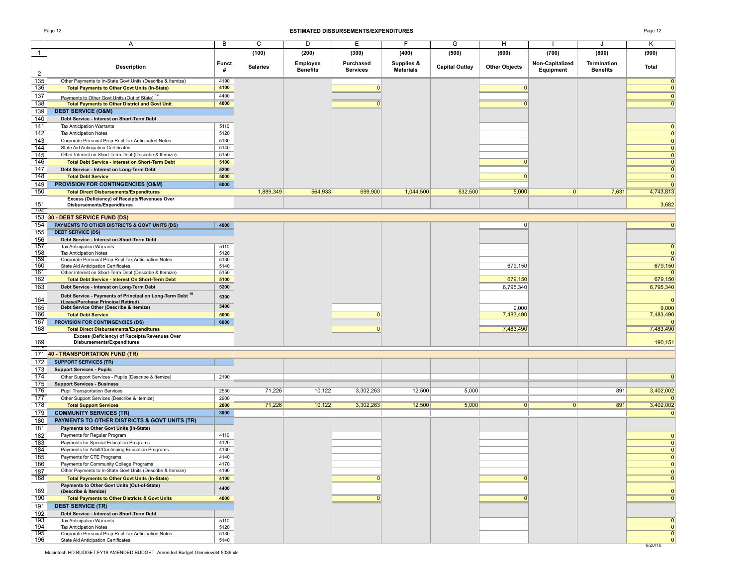# ESTIMATED DISBURSEMENTS/EXPENDITURES

| | A | B | C | D | E | F | G | H | I | J | K |
|---|---|---|---|---|---|---|---|---|---|---|---|
| 1 | | | (100) | (200) | (300) | (400) | (500) | (600) | (700) | (800) | (900) |
| 2 | Description | Funct # | Salaries | Employee Benefits | Purchased Services | Supplies & Materials | Capital Outlay | Other Objects | Non-Capitalized Equipment | Termination Benefits | Total |
| 135 | Other Payments to In-State Govt Units (Describe & Itemize) | 4190 | | | | | | | | | 0 |
| 136 | **Total Payments to Other Govt Units (In-State)** | 4100 | | | 0 | | | 0 | | | 0 |
| 137 | Payments to Other Govt Units (Out of State) [14] | 4400 | | | | | | | | | 0 |
| 138 | **Total Payments to Other District and Govt Unit** | 4000 | | | 0 | | | 0 | | | 0 |
| 139 | **DEBT SERVICE (O&M)** | | | | | | | | | | |
| 140 | **Debt Service - Interest on Short-Term Debt** | | | | | | | | | | |
| 141 | Tax Anticipation Warrants | 5110 | | | | | | | | | 0 |
| 142 | Tax Anticipation Notes | 5120 | | | | | | | | | 0 |
| 143 | Corporate Personal Prop Repl Tax Anticipated Notes | 5130 | | | | | | | | | 0 |
| 144 | State Aid Anticipation Certificates | 5140 | | | | | | | | | 0 |
| 145 | Other Interest on Short-Term Debt (Describe & Itemize) | 5150 | | | | | | | | | 0 |
| 146 | **Total Debt Service - Interest on Short-Term Debt** | 5100 | | | | | | 0 | | | 0 |
| 147 | **Debt Service - Interest on Long-Term Debt** | 5200 | | | | | | | | | 0 |
| 148 | **Total Debt Service** | 5000 | | | | | | 0 | | | 0 |
| 149 | **PROVISION FOR CONTINGENCIES (O&M)** | 6000 | | | | | | | | | 0 |
| 150 | **Total Direct Disbursements/Expenditures** | | 1,889,349 | 564,933 | 699,900 | 1,044,500 | 532,500 | 5,000 | 0 | 7,631 | 4,743,813 |
| 151 | **Excess (Deficiency) of Receipts/Revenues Over Disbursements/Expenditures** | | | | | | | | | | 3,682 |
| 153 | **30 - DEBT SERVICE FUND (DS)** | | | | | | | | | | |
| 154 | **PAYMENTS TO OTHER DISTRICTS & GOVT UNITS (DS)** | 4000 | | | | | | 0 | | | 0 |
| 155 | **DEBT SERVICE (DS)** | | | | | | | | | | |
| 156 | **Debt Service - Interest on Short-Term Debt** | | | | | | | | | | |
| 157 | Tax Anticipation Warrants | 5110 | | | | | | | | | 0 |
| 158 | Tax Anticipation Notes | 5120 | | | | | | | | | 0 |
| 159 | Corporate Personal Prop Repl Tax Anticipation Notes | 5130 | | | | | | | | | 0 |
| 160 | State Aid Anticipation Certificates | 5140 | | | | | | 679,150 | | | 679,150 |
| 161 | Other Interest on Short-Term Debt (Describe & Itemize) | 5150 | | | | | | | | | 0 |
| 162 | **Total Debt Service - Interest On Short-Term Debt** | 5100 | | | | | | 679,150 | | | 679,150 |
| 163 | **Debt Service - Interest on Long-Term Debt** | 5200 | | | | | | 6,795,340 | | | 6,795,340 |
| 164 | **Debt Service - Payments of Principal on Long-Term Debt [15] (Lease/Purchase Principal Retired)** | 5300 | | | | | | | | | 0 |
| 165 | **Debt Service Other (Describe & Itemize)** | 5400 | | | | | | 9,000 | | | 9,000 |
| 166 | **Total Debt Service** | 5000 | | | 0 | | | 7,483,490 | | | 7,483,490 |
| 167 | **PROVISION FOR CONTINGENCIES (DS)** | 6000 | | | | | | | | | 0 |
| 168 | **Total Direct Disbursements/Expenditures** | | | | 0 | | | 7,483,490 | | | 7,483,490 |
| 169 | **Excess (Deficiency) of Receipts/Revenues Over Disbursements/Expenditures** | | | | | | | | | | 190,151 |
| 171 | **40 - TRANSPORTATION FUND (TR)** | | | | | | | | | | |
| 172 | **SUPPORT SERVICES (TR)** | | | | | | | | | | |
| 173 | **Support Services - Pupils** | | | | | | | | | | |
| 174 | Other Support Services - Pupils (Describe & Itemize) | 2190 | | | | | | | | | 0 |
| 175 | **Support Services - Business** | | | | | | | | | | |
| 176 | Pupil Transportation Services | 2550 | 71,226 | 10,122 | 3,302,263 | 12,500 | 5,000 | | | 891 | 3,402,002 |
| 177 | Other Support Services (Describe & Itemize) | 2900 | | | | | | | | | 0 |
| 178 | **Total Support Services** | 2000 | 71,226 | 10,122 | 3,302,263 | 12,500 | 5,000 | 0 | 0 | 891 | 3,402,002 |
| 179 | **COMMUNITY SERVICES (TR)** | 3000 | | | | | | | | | 0 |
| 180 | **PAYMENTS TO OTHER DISTRICTS & GOVT UNITS (TR)** | | | | | | | | | | |
| 181 | **Payments to Other Govt Units (In-State)** | | | | | | | | | | |
| 182 | Payments for Regular Program | 4110 | | | | | | | | | 0 |
| 183 | Payments for Special Education Programs | 4120 | | | | | | | | | 0 |
| 184 | Payments for Adult/Continuing Education Programs | 4130 | | | | | | | | | 0 |
| 185 | Payments for CTE Programs | 4140 | | | | | | | | | 0 |
| 186 | Payments for Community College Programs | 4170 | | | | | | | | | 0 |
| 187 | Other Payments to In-State Govt Units (Describe & Itemize) | 4190 | | | | | | | | | 0 |
| 188 | **Total Payments to Other Govt Units (In-State)** | 4100 | | | 0 | | | 0 | | | 0 |
| 189 | **Payments to Other Govt Units (Out-of-State) (Describe & Itemize)** | 4400 | | | | | | | | | 0 |
| 190 | **Total Payments to Other Districts & Govt Units** | 4000 | | | 0 | | | 0 | | | 0 |
| 191 | **DEBT SERVICE (TR)** | | | | | | | | | | |
| 192 | **Debt Service - Interest on Short-Term Debt** | | | | | | | | | | |
| 193 | Tax Anticipation Warrants | 5110 | | | | | | | | | 0 |
| 194 | Tax Anticipation Notes | 5120 | | | | | | | | | 0 |
| 195 | Corporate Personal Prop Repl Tax Anticipation Notes | 5130 | | | | | | | | | 0 |
| 196 | State Aid Anticipation Certificates | 5140 | | | | | | | | | 0 |

6/20/16

Macintosh HD:BUDGET:FY16 AMENDED BUDGET: Amended Budget Glenview34 5036.xls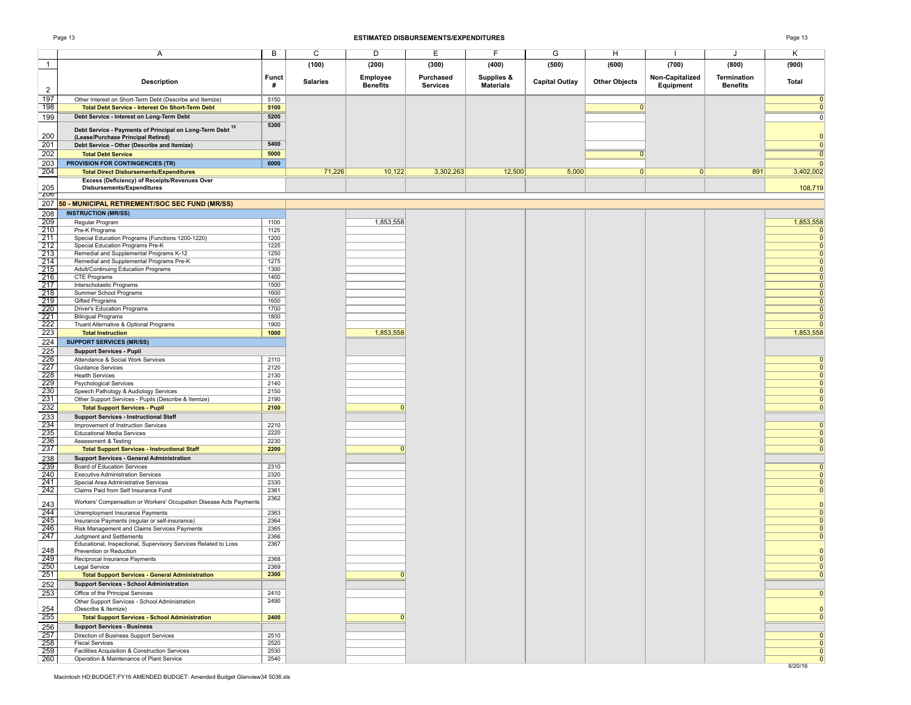## ESTIMATED DISBURSEMENTS/EXPENDITURES

| | A | B | C | D | E | F | G | H | I | J | K |
|---|---|---|---|---|---|---|---|---|---|---|---|
| 1 | | | (100) | (200) | (300) | (400) | (500) | (600) | (700) | (800) | (900) |
| 2 | Description | Funct # | Salaries | Employee Benefits | Purchased Services | Supplies & Materials | Capital Outlay | Other Objects | Non-Capitalized Equipment | Termination Benefits | Total |
| 197 | Other Interest on Short-Term Debt (Describe and Itemize) | 5150 | | | | | | | | | 0 |
| 198 | **Total Debt Service - Interest On Short-Term Debt** | **5100** | | | | | | 0 | | | 0 |
| 199 | **Debt Service - Interest on Long-Term Debt** | **5200** | | | | | | | | | 0 |
| 200 | **Debt Service - Payments of Principal on Long-Term Debt [15] (Lease/Purchase Principal Retired)** | **5300** | | | | | | | | | 0 |
| 201 | **Debt Service - Other (Describe and Itemize)** | **5400** | | | | | | | | | 0 |
| 202 | **Total Debt Service** | **5000** | | | | | | 0 | | | 0 |
| 203 | **PROVISION FOR CONTINGENCIES (TR)** | **6000** | | | | | | | | | 0 |
| 204 | **Total Direct Disbursements/Expenditures** | | 71,226 | 10,122 | 3,302,263 | 12,500 | 5,000 | 0 | 0 | 891 | 3,402,002 |
| 205 | **Excess (Deficiency) of Receipts/Revenues Over Disbursements/Expenditures** | | | | | | | | | | 108,719 |
| 206 | | | | | | | | | | | |
| 207 | **50 - MUNICIPAL RETIREMENT/SOC SEC FUND (MR/SS)** | | | | | | | | | | |
| 208 | **INSTRUCTION (MR/SS)** | | | | | | | | | | |
| 209 | Regular Program | 1100 | | 1,853,558 | | | | | | | 1,853,558 |
| 210 | Pre-K Programs | 1125 | | | | | | | | | 0 |
| 211 | Special Education Programs (Functions 1200-1220) | 1200 | | | | | | | | | 0 |
| 212 | Special Education Programs Pre-K | 1225 | | | | | | | | | 0 |
| 213 | Remedial and Supplemental Programs K-12 | 1250 | | | | | | | | | 0 |
| 214 | Remedial and Supplemental Programs Pre-K | 1275 | | | | | | | | | 0 |
| 215 | Adult/Continuing Education Programs | 1300 | | | | | | | | | 0 |
| 216 | CTE Programs | 1400 | | | | | | | | | 0 |
| 217 | Interscholastic Programs | 1500 | | | | | | | | | 0 |
| 218 | Summer School Programs | 1600 | | | | | | | | | 0 |
| 219 | Gifted Programs | 1650 | | | | | | | | | 0 |
| 220 | Driver's Education Programs | 1700 | | | | | | | | | 0 |
| 221 | Bilingual Programs | 1800 | | | | | | | | | 0 |
| 222 | Truant Alternative & Optional Programs | 1900 | | | | | | | | | 0 |
| 223 | **Total Instruction** | **1000** | | 1,853,558 | | | | | | | 1,853,558 |
| 224 | **SUPPORT SERVICES (MR/SS)** | | | | | | | | | | |
| 225 | **Support Services - Pupil** | | | | | | | | | | |
| 226 | Attendance & Social Work Services | 2110 | | | | | | | | | 0 |
| 227 | Guidance Services | 2120 | | | | | | | | | 0 |
| 228 | Health Services | 2130 | | | | | | | | | 0 |
| 229 | Psychological Services | 2140 | | | | | | | | | 0 |
| 230 | Speech Pathology & Audiology Services | 2150 | | | | | | | | | 0 |
| 231 | Other Support Services - Pupils (Describe & Itemize) | 2190 | | | | | | | | | 0 |
| 232 | **Total Support Services - Pupil** | **2100** | | 0 | | | | | | | 0 |
| 233 | **Support Services - Instructional Staff** | | | | | | | | | | |
| 234 | Improvement of Instruction Services | 2210 | | | | | | | | | 0 |
| 235 | Educational Media Services | 2220 | | | | | | | | | 0 |
| 236 | Assessment & Testing | 2230 | | | | | | | | | 0 |
| 237 | **Total Support Services - Instructional Staff** | **2200** | | 0 | | | | | | | 0 |
| 238 | **Support Services - General Administration** | | | | | | | | | | |
| 239 | Board of Education Services | 2310 | | | | | | | | | 0 |
| 240 | Executive Administration Services | 2320 | | | | | | | | | 0 |
| 241 | Special Area Administrative Services | 2330 | | | | | | | | | 0 |
| 242 | Claims Paid from Self Insurance Fund | 2361 | | | | | | | | | 0 |
| 243 | Workers' Compensation or Workers' Occupation Disease Acts Payments | 2362 | | | | | | | | | 0 |
| 244 | Unemployment Insurance Payments | 2363 | | | | | | | | | 0 |
| 245 | Insurance Payments (regular or self-insurance) | 2364 | | | | | | | | | 0 |
| 246 | Risk Management and Claims Services Payments | 2365 | | | | | | | | | 0 |
| 247 | Judgment and Settlements | 2366 | | | | | | | | | 0 |
| 248 | Educational, Inspectional, Supervisory Services Related to Loss Prevention or Reduction | 2367 | | | | | | | | | 0 |
| 249 | Reciprocal Insurance Payments | 2368 | | | | | | | | | 0 |
| 250 | Legal Service | 2369 | | | | | | | | | 0 |
| 251 | **Total Support Services - General Administration** | **2300** | | 0 | | | | | | | 0 |
| 252 | **Support Services - School Administration** | | | | | | | | | | |
| 253 | Office of the Principal Services | 2410 | | | | | | | | | 0 |
| 254 | Other Support Services - School Administration (Describe & Itemize) | 2490 | | | | | | | | | 0 |
| 255 | **Total Support Services - School Administration** | **2400** | | 0 | | | | | | | 0 |
| 256 | **Support Services - Business** | | | | | | | | | | |
| 257 | Direction of Business Support Services | 2510 | | | | | | | | | 0 |
| 258 | Fiscal Services | 2520 | | | | | | | | | 0 |
| 259 | Facilities Acquisition & Construction Services | 2530 | | | | | | | | | 0 |
| 260 | Operation & Maintenance of Plant Service | 2540 | | | | | | | | | 0 |

6/20/16

Macintosh HD:BUDGET:FY16 AMENDED BUDGET: Amended Budget Glenview34 5036.xls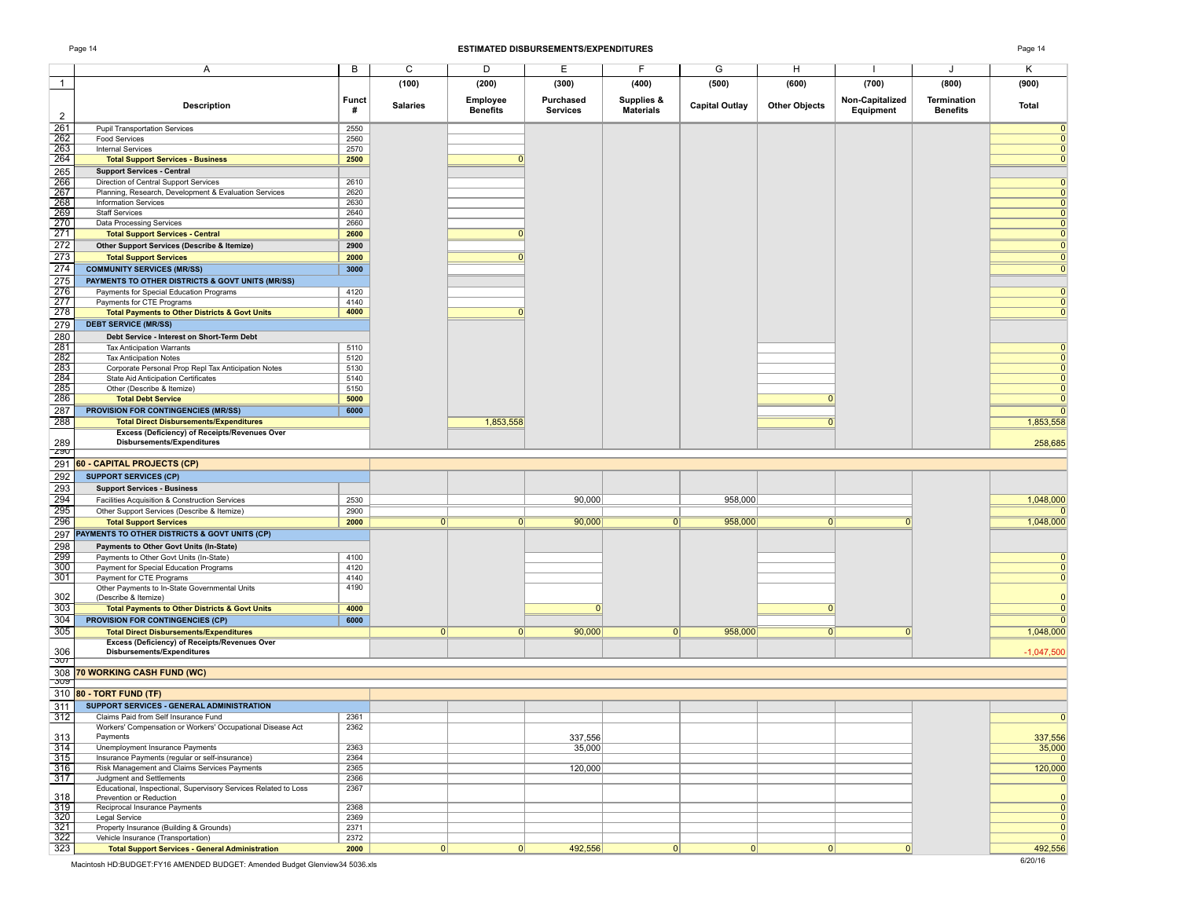# ESTIMATED DISBURSEMENTS/EXPENDITURES

| | A | B | C | D | E | F | G | H | I | J | K |
|---|---|---|---|---|---|---|---|---|---|---|---|
| 1 | | | (100) | (200) | (300) | (400) | (500) | (600) | (700) | (800) | (900) |
| 2 | Description | Funct # | Salaries | Employee Benefits | Purchased Services | Supplies & Materials | Capital Outlay | Other Objects | Non-Capitalized Equipment | Termination Benefits | Total |
| 261 | Pupil Transportation Services | 2550 | | | | | | | | | 0 |
| 262 | Food Services | 2560 | | | | | | | | | 0 |
| 263 | Internal Services | 2570 | | | | | | | | | 0 |
| 264 | **Total Support Services - Business** | **2500** | | 0 | | | | | | | 0 |
| 265 | **Support Services - Central** | | | | | | | | | | |
| 266 | Direction of Central Support Services | 2610 | | | | | | | | | 0 |
| 267 | Planning, Research, Development & Evaluation Services | 2620 | | | | | | | | | 0 |
| 268 | Information Services | 2630 | | | | | | | | | 0 |
| 269 | Staff Services | 2640 | | | | | | | | | 0 |
| 270 | Data Processing Services | 2660 | | | | | | | | | 0 |
| 271 | **Total Support Services - Central** | **2600** | | 0 | | | | | | | 0 |
| 272 | **Other Support Services (Describe & Itemize)** | **2900** | | | | | | | | | 0 |
| 273 | **Total Support Services** | **2000** | | 0 | | | | | | | 0 |
| 274 | **COMMUNITY SERVICES (MR/SS)** | **3000** | | | | | | | | | 0 |
| 275 | **PAYMENTS TO OTHER DISTRICTS & GOVT UNITS (MR/SS)** | | | | | | | | | | |
| 276 | Payments for Special Education Programs | 4120 | | | | | | | | | 0 |
| 277 | Payments for CTE Programs | 4140 | | | | | | | | | 0 |
| 278 | **Total Payments to Other Districts & Govt Units** | **4000** | | 0 | | | | | | | 0 |
| 279 | **DEBT SERVICE (MR/SS)** | | | | | | | | | | |
| 280 | **Debt Service - Interest on Short-Term Debt** | | | | | | | | | | |
| 281 | Tax Anticipation Warrants | 5110 | | | | | | | | | 0 |
| 282 | Tax Anticipation Notes | 5120 | | | | | | | | | 0 |
| 283 | Corporate Personal Prop Repl Tax Anticipation Notes | 5130 | | | | | | | | | 0 |
| 284 | State Aid Anticipation Certificates | 5140 | | | | | | | | | 0 |
| 285 | Other (Describe & Itemize) | 5150 | | | | | | | | | 0 |
| 286 | **Total Debt Service** | **5000** | | | | | | 0 | | | 0 |
| 287 | **PROVISION FOR CONTINGENCIES (MR/SS)** | **6000** | | | | | | | | | 0 |
| 288 | **Total Direct Disbursements/Expenditures** | | | 1,853,558 | | | | 0 | | | 1,853,558 |
| 289 | **Excess (Deficiency) of Receipts/Revenues Over Disbursements/Expenditures** | | | | | | | | | | 258,685 |
| 291 | **60 - CAPITAL PROJECTS (CP)** | | | | | | | | | | |
| 292 | **SUPPORT SERVICES (CP)** | | | | | | | | | | |
| 293 | **Support Services - Business** | | | | | | | | | | |
| 294 | Facilities Acquisition & Construction Services | 2530 | | | 90,000 | | 958,000 | | | | 1,048,000 |
| 295 | Other Support Services (Describe & Itemize) | 2900 | | | | | | | | | 0 |
| 296 | **Total Support Services** | **2000** | 0 | 0 | 90,000 | 0 | 958,000 | 0 | 0 | | 1,048,000 |
| 297 | **PAYMENTS TO OTHER DISTRICTS & GOVT UNITS (CP)** | | | | | | | | | | |
| 298 | **Payments to Other Govt Units (In-State)** | | | | | | | | | | |
| 299 | Payments to Other Govt Units (In-State) | 4100 | | | | | | | | | 0 |
| 300 | Payment for Special Education Programs | 4120 | | | | | | | | | 0 |
| 301 | Payment for CTE Programs | 4140 | | | | | | | | | 0 |
| 302 | Other Payments to In-State Governmental Units (Describe & Itemize) | 4190 | | | | | | | | | 0 |
| 303 | **Total Payments to Other Districts & Govt Units** | **4000** | | | 0 | | | 0 | | | 0 |
| 304 | **PROVISION FOR CONTINGENCIES (CP)** | **6000** | | | | | | | | | 0 |
| 305 | **Total Direct Disbursements/Expenditures** | | 0 | 0 | 90,000 | 0 | 958,000 | 0 | 0 | | 1,048,000 |
| 306 | **Excess (Deficiency) of Receipts/Revenues Over Disbursements/Expenditures** | | | | | | | | | | -1,047,500 |
| 308 | **70 WORKING CASH FUND (WC)** | | | | | | | | | | |
| 310 | **80 - TORT FUND (TF)** | | | | | | | | | | |
| 311 | **SUPPORT SERVICES - GENERAL ADMINISTRATION** | | | | | | | | | | |
| 312 | Claims Paid from Self Insurance Fund | 2361 | | | | | | | | | 0 |
| 313 | Workers' Compensation or Workers' Occupational Disease Act Payments | 2362 | | | 337,556 | | | | | | 337,556 |
| 314 | Unemployment Insurance Payments | 2363 | | | 35,000 | | | | | | 35,000 |
| 315 | Insurance Payments (regular or self-insurance) | 2364 | | | | | | | | | 0 |
| 316 | Risk Management and Claims Services Payments | 2365 | | | 120,000 | | | | | | 120,000 |
| 317 | Judgment and Settlements | 2366 | | | | | | | | | 0 |
| 318 | Educational, Inspectional, Supervisory Services Related to Loss Prevention or Reduction | 2367 | | | | | | | | | 0 |
| 319 | Reciprocal Insurance Payments | 2368 | | | | | | | | | 0 |
| 320 | Legal Service | 2369 | | | | | | | | | 0 |
| 321 | Property Insurance (Building & Grounds) | 2371 | | | | | | | | | 0 |
| 322 | Vehicle Insurance (Transportation) | 2372 | | | | | | | | | 0 |
| 323 | **Total Support Services - General Administration** | **2000** | 0 | 0 | 492,556 | 0 | 0 | 0 | 0 | | 492,556 |

Macintosh HD:BUDGET:FY16 AMENDED BUDGET: Amended Budget Glenview34 5036.xls

6/20/16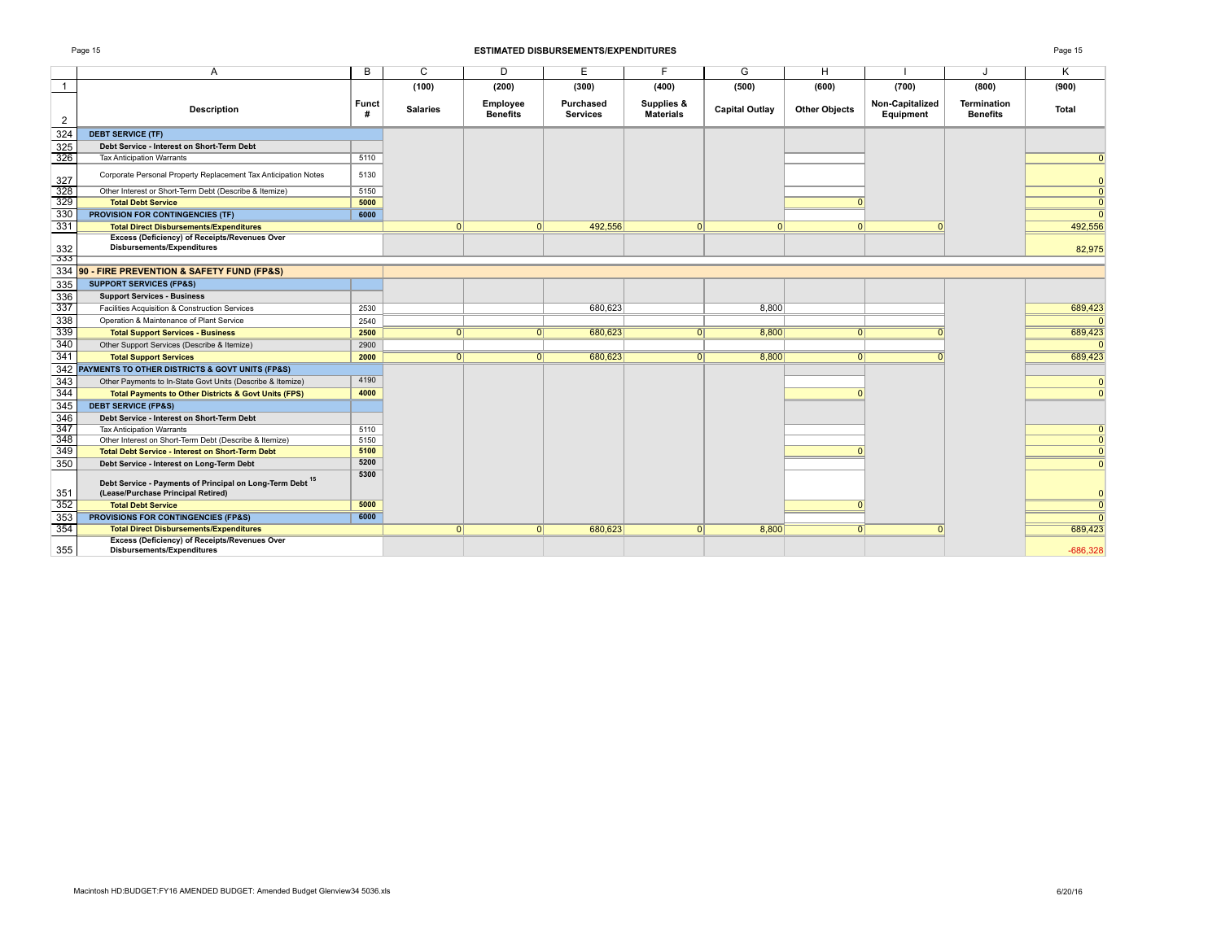## ESTIMATED DISBURSEMENTS/EXPENDITURES

| | A | B | C | D | E | F | G | H | I | J | K |
|---|---|---|---|---|---|---|---|---|---|---|---|
| 1 | | | (100) | (200) | (300) | (400) | (500) | (600) | (700) | (800) | (900) |
| 2 | Description | Funct # | Salaries | Employee Benefits | Purchased Services | Supplies & Materials | Capital Outlay | Other Objects | Non-Capitalized Equipment | Termination Benefits | Total |
| 324 | **DEBT SERVICE (TF)** | | | | | | | | | | |
| 325 | **Debt Service - Interest on Short-Term Debt** | | | | | | | | | | |
| 326 | Tax Anticipation Warrants | 5110 | | | | | | | | | 0 |
| 327 | Corporate Personal Property Replacement Tax Anticipation Notes | 5130 | | | | | | | | | 0 |
| 328 | Other Interest or Short-Term Debt (Describe & Itemize) | 5150 | | | | | | | | | 0 |
| 329 | **Total Debt Service** | 5000 | | | | | | 0 | | | 0 |
| 330 | **PROVISION FOR CONTINGENCIES (TF)** | 6000 | | | | | | | | | 0 |
| 331 | **Total Direct Disbursements/Expenditures** | | 0 | 0 | 492,556 | 0 | 0 | 0 | 0 | | 492,556 |
| 332 | **Excess (Deficiency) of Receipts/Revenues Over Disbursements/Expenditures** | | | | | | | | | | 82,975 |
| 333 | | | | | | | | | | | |
| 334 | **90 - FIRE PREVENTION & SAFETY FUND (FP&S)** | | | | | | | | | | |
| 335 | **SUPPORT SERVICES (FP&S)** | | | | | | | | | | |
| 336 | **Support Services - Business** | | | | | | | | | | |
| 337 | Facilities Acquisition & Construction Services | 2530 | | | 680,623 | | 8,800 | | | | 689,423 |
| 338 | Operation & Maintenance of Plant Service | 2540 | | | | | | | | | 0 |
| 339 | **Total Support Services - Business** | 2500 | 0 | 0 | 680,623 | 0 | 8,800 | 0 | 0 | | 689,423 |
| 340 | Other Support Services (Describe & Itemize) | 2900 | | | | | | | | | 0 |
| 341 | **Total Support Services** | 2000 | 0 | 0 | 680,623 | 0 | 8,800 | 0 | 0 | | 689,423 |
| 342 | **PAYMENTS TO OTHER DISTRICTS & GOVT UNITS (FP&S)** | | | | | | | | | | |
| 343 | Other Payments to In-State Govt Units (Describe & Itemize) | 4190 | | | | | | | | | 0 |
| 344 | **Total Payments to Other Districts & Govt Units (FPS)** | 4000 | | | | | | 0 | | | 0 |
| 345 | **DEBT SERVICE (FP&S)** | | | | | | | | | | |
| 346 | **Debt Service - Interest on Short-Term Debt** | | | | | | | | | | |
| 347 | Tax Anticipation Warrants | 5110 | | | | | | | | | 0 |
| 348 | Other Interest on Short-Term Debt (Describe & Itemize) | 5150 | | | | | | | | | 0 |
| 349 | **Total Debt Service - Interest on Short-Term Debt** | 5100 | | | | | | 0 | | | 0 |
| 350 | **Debt Service - Interest on Long-Term Debt** | 5200 | | | | | | | | | 0 |
| 351 | **Debt Service - Payments of Principal on Long-Term Debt [15] (Lease/Purchase Principal Retired)** | 5300 | | | | | | | | | 0 |
| 352 | **Total Debt Service** | 5000 | | | | | | 0 | | | 0 |
| 353 | **PROVISIONS FOR CONTINGENCIES (FP&S)** | 6000 | | | | | | | | | 0 |
| 354 | **Total Direct Disbursements/Expenditures** | | 0 | 0 | 680,623 | 0 | 8,800 | 0 | 0 | | 689,423 |
| 355 | **Excess (Deficiency) of Receipts/Revenues Over Disbursements/Expenditures** | | | | | | | | | | -686,328 |

Macintosh HD:BUDGET:FY16 AMENDED BUDGET: Amended Budget Glenview34 5036.xls 6/20/16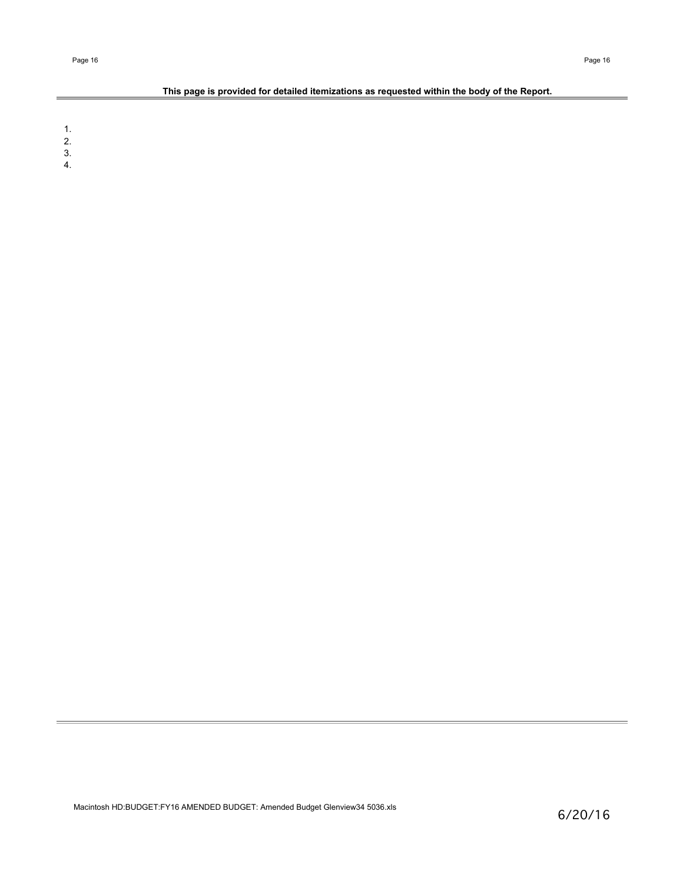**This page is provided for detailed itemizations as requested within the body of the Report.**

1.
2.
3.
4.

Macintosh HD:BUDGET:FY16 AMENDED BUDGET: Amended Budget Glenview34 5036.xls

6/20/16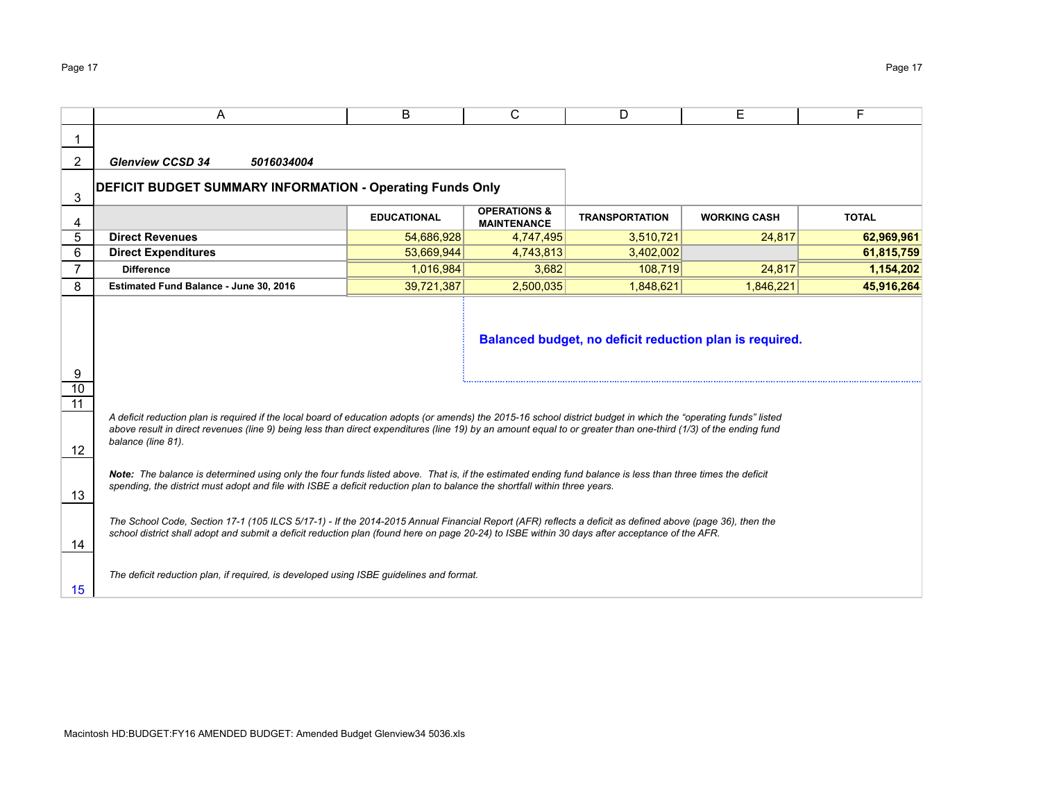*Glenview CCSD 34* *5016034004*

## DEFICIT BUDGET SUMMARY INFORMATION - Operating Funds Only

| | EDUCATIONAL | OPERATIONS & MAINTENANCE | TRANSPORTATION | WORKING CASH | TOTAL |
|---|---|---|---|---|---|
| **Direct Revenues** | 54,686,928 | 4,747,495 | 3,510,721 | 24,817 | **62,969,961** |
| **Direct Expenditures** | 53,669,944 | 4,743,813 | 3,402,002 | | **61,815,759** |
| **Difference** | 1,016,984 | 3,682 | 108,719 | 24,817 | **1,154,202** |
| **Estimated Fund Balance - June 30, 2016** | 39,721,387 | 2,500,035 | 1,848,621 | 1,846,221 | **45,916,264** |

**Balanced budget, no deficit reduction plan is required.**

*A deficit reduction plan is required if the local board of education adopts (or amends) the 2015-16 school district budget in which the "operating funds" listed above result in direct revenues (line 9) being less than direct expenditures (line 19) by an amount equal to or greater than one-third (1/3) of the ending fund balance (line 81).*

***Note:*** *The balance is determined using only the four funds listed above. That is, if the estimated ending fund balance is less than three times the deficit spending, the district must adopt and file with ISBE a deficit reduction plan to balance the shortfall within three years.*

*The School Code, Section 17-1 (105 ILCS 5/17-1) - If the 2014-2015 Annual Financial Report (AFR) reflects a deficit as defined above (page 36), then the school district shall adopt and submit a deficit reduction plan (found here on page 20-24) to ISBE within 30 days after acceptance of the AFR.*

*The deficit reduction plan, if required, is developed using ISBE guidelines and format.*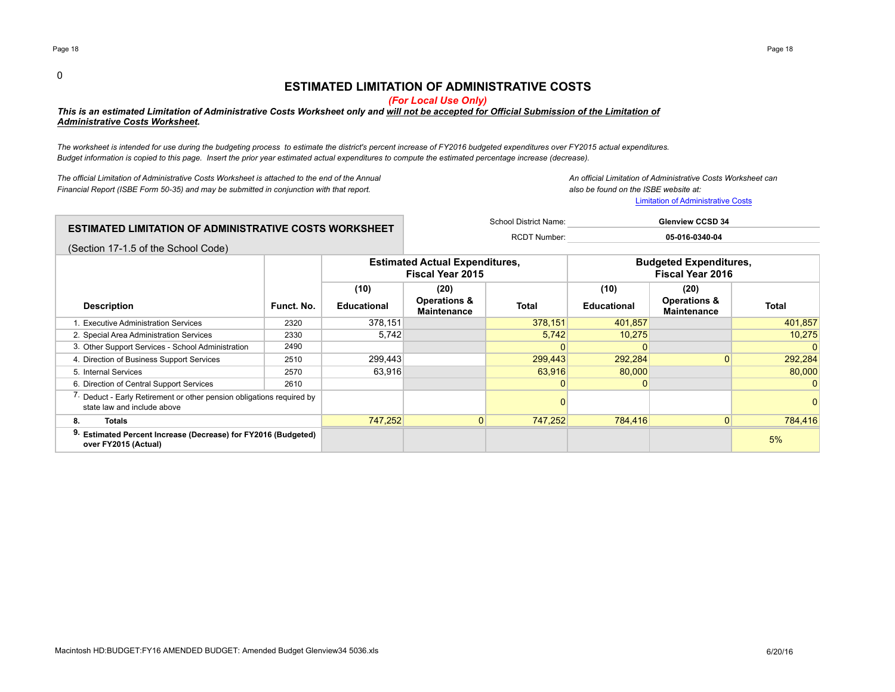0

# ESTIMATED LIMITATION OF ADMINISTRATIVE COSTS

*(For Local Use Only)*

***This is an estimated Limitation of Administrative Costs Worksheet only and will not be accepted for Official Submission of the Limitation of Administrative Costs Worksheet.***

*The worksheet is intended for use during the budgeting process to estimate the district's percent increase of FY2016 budgeted expenditures over FY2015 actual expenditures. Budget information is copied to this page. Insert the prior year estimated actual expenditures to compute the estimated percentage increase (decrease).*

*The official Limitation of Administrative Costs Worksheet is attached to the end of the Annual Financial Report (ISBE Form 50-35) and may be submitted in conjunction with that report.*

*An official Limitation of Administrative Costs Worksheet can also be found on the ISBE website at:*
Limitation of Administrative Costs

## ESTIMATED LIMITATION OF ADMINISTRATIVE COSTS WORKSHEET

(Section 17-1.5 of the School Code)

School District Name: **Glenview CCSD 34**

RCDT Number: **05-016-0340-04**

| Description | Funct. No. | Estimated Actual Expenditures, Fiscal Year 2015 | | | Budgeted Expenditures, Fiscal Year 2016 | | |
|---|---|---|---|---|---|---|---|
| | | (10) Educational | (20) Operations & Maintenance | Total | (10) Educational | (20) Operations & Maintenance | Total |
| 1. Executive Administration Services | 2320 | 378,151 | | 378,151 | 401,857 | | 401,857 |
| 2. Special Area Administration Services | 2330 | 5,742 | | 5,742 | 10,275 | | 10,275 |
| 3. Other Support Services - School Administration | 2490 | | | 0 | 0 | | 0 |
| 4. Direction of Business Support Services | 2510 | 299,443 | | 299,443 | 292,284 | 0 | 292,284 |
| 5. Internal Services | 2570 | 63,916 | | 63,916 | 80,000 | | 80,000 |
| 6. Direction of Central Support Services | 2610 | | | 0 | 0 | | 0 |
| 7. Deduct - Early Retirement or other pension obligations required by state law and include above | | | | 0 | | | 0 |
| **8. Totals** | | 747,252 | 0 | 747,252 | 784,416 | 0 | 784,416 |
| **9. Estimated Percent Increase (Decrease) for FY2016 (Budgeted) over FY2015 (Actual)** | | | | | | | 5% |

Macintosh HD:BUDGET:FY16 AMENDED BUDGET: Amended Budget Glenview34 5036.xls — 6/20/16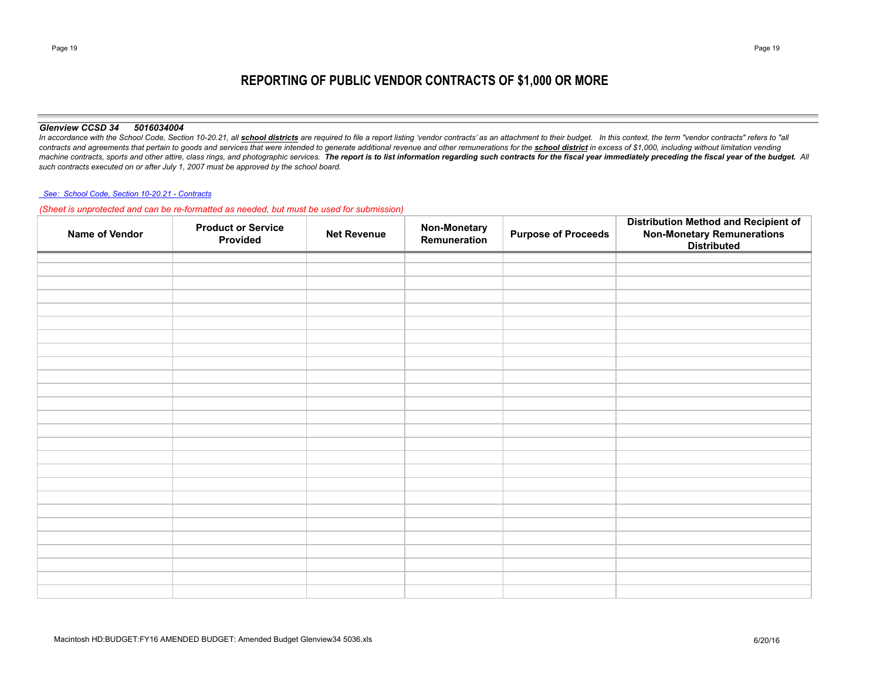# REPORTING OF PUBLIC VENDOR CONTRACTS OF $1,000 OR MORE

***Glenview CCSD 34      5016034004***

*In accordance with the School Code, Section 10-20.21, all* ***school districts*** *are required to file a report listing 'vendor contracts' as an attachment to their budget.   In this context, the term "vendor contracts" refers to "all contracts and agreements that pertain to goods and services that were intended to generate additional revenue and other remunerations for the* ***school district*** *in excess of $1,000, including without limitation vending machine contracts, sports and other attire, class rings, and photographic services.* ***The report is to list information regarding such contracts for the fiscal year immediately preceding the fiscal year of the budget.*** *All such contracts executed on or after July 1, 2007 must be approved by the school board.*

*See:  School Code, Section 10-20.21 - Contracts*

*(Sheet is unprotected and can be re-formatted as needed, but must be used for submission)*

| Name of Vendor | Product or Service Provided | Net Revenue | Non-Monetary Remuneration | Purpose of Proceeds | Distribution Method and Recipient of Non-Monetary Remunerations Distributed |
|---|---|---|---|---|---|
| | | | | | |

Macintosh HD:BUDGET:FY16 AMENDED BUDGET: Amended Budget Glenview34 5036.xls    6/20/16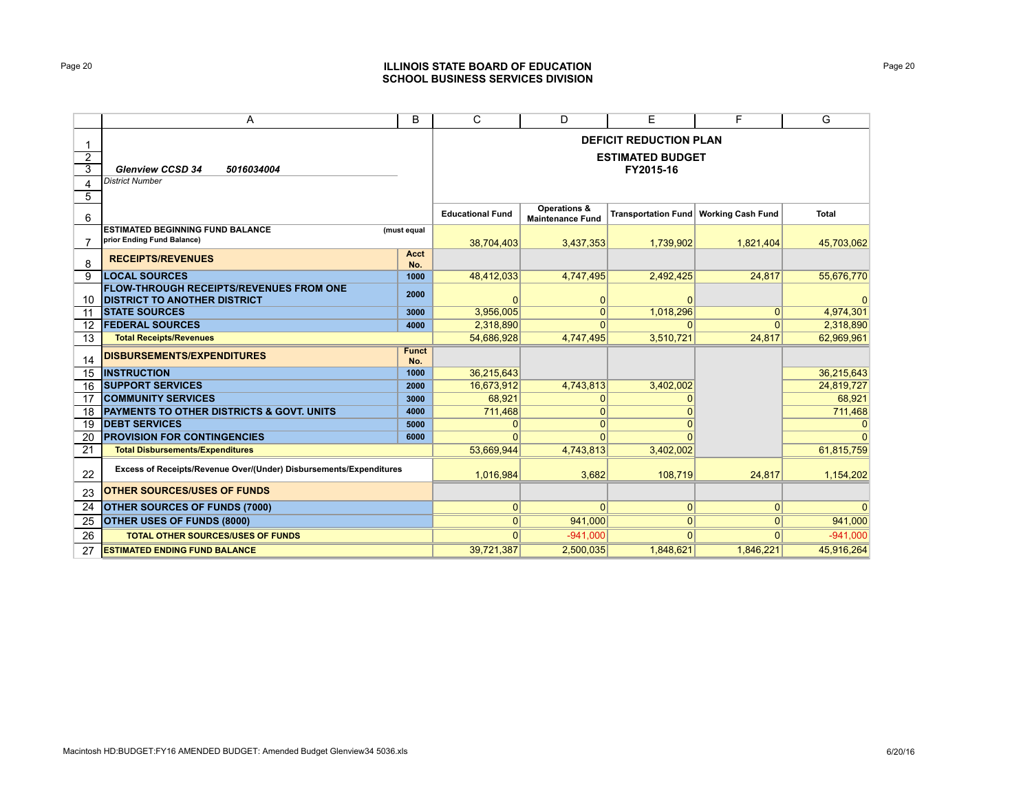**ILLINOIS STATE BOARD OF EDUCATION**
**SCHOOL BUSINESS SERVICES DIVISION**

| | A | B | C | D | E | F | G |
|---|---|---|---|---|---|---|---|
| 1 | | | **DEFICIT REDUCTION PLAN** | | | | |
| 2 | | | **ESTIMATED BUDGET** | | | | |
| 3 | ***Glenview CCSD 34 5016034004*** | | **FY2015-16** | | | | |
| 4 | *District Number* | | | | | | |
| 5 | | | | | | | |
| 6 | | | **Educational Fund** | **Operations & Maintenance Fund** | **Transportation Fund** | **Working Cash Fund** | **Total** |
| 7 | **ESTIMATED BEGINNING FUND BALANCE** prior Ending Fund Balance) | (must equal | 38,704,403 | 3,437,353 | 1,739,902 | 1,821,404 | 45,703,062 |
| 8 | **RECEIPTS/REVENUES** | **Acct No.** | | | | | |
| 9 | **LOCAL SOURCES** | **1000** | 48,412,033 | 4,747,495 | 2,492,425 | 24,817 | 55,676,770 |
| 10 | **FLOW-THROUGH RECEIPTS/REVENUES FROM ONE DISTRICT TO ANOTHER DISTRICT** | **2000** | 0 | 0 | 0 | | 0 |
| 11 | **STATE SOURCES** | **3000** | 3,956,005 | 0 | 1,018,296 | 0 | 4,974,301 |
| 12 | **FEDERAL SOURCES** | **4000** | 2,318,890 | 0 | 0 | 0 | 2,318,890 |
| 13 | **Total Receipts/Revenues** | | 54,686,928 | 4,747,495 | 3,510,721 | 24,817 | 62,969,961 |
| 14 | **DISBURSEMENTS/EXPENDITURES** | **Funct No.** | | | | | |
| 15 | **INSTRUCTION** | **1000** | 36,215,643 | | | | 36,215,643 |
| 16 | **SUPPORT SERVICES** | **2000** | 16,673,912 | 4,743,813 | 3,402,002 | | 24,819,727 |
| 17 | **COMMUNITY SERVICES** | **3000** | 68,921 | 0 | 0 | | 68,921 |
| 18 | **PAYMENTS TO OTHER DISTRICTS & GOVT. UNITS** | **4000** | 711,468 | 0 | 0 | | 711,468 |
| 19 | **DEBT SERVICES** | **5000** | 0 | 0 | 0 | | 0 |
| 20 | **PROVISION FOR CONTINGENCIES** | **6000** | 0 | 0 | 0 | | 0 |
| 21 | **Total Disbursements/Expenditures** | | 53,669,944 | 4,743,813 | 3,402,002 | | 61,815,759 |
| 22 | **Excess of Receipts/Revenue Over/(Under) Disbursements/Expenditures** | | 1,016,984 | 3,682 | 108,719 | 24,817 | 1,154,202 |
| 23 | **OTHER SOURCES/USES OF FUNDS** | | | | | | |
| 24 | **OTHER SOURCES OF FUNDS (7000)** | | 0 | 0 | 0 | 0 | 0 |
| 25 | **OTHER USES OF FUNDS (8000)** | | 0 | 941,000 | 0 | 0 | 941,000 |
| 26 | **TOTAL OTHER SOURCES/USES OF FUNDS** | | 0 | -941,000 | 0 | 0 | -941,000 |
| 27 | **ESTIMATED ENDING FUND BALANCE** | | 39,721,387 | 2,500,035 | 1,848,621 | 1,846,221 | 45,916,264 |

Macintosh HD:BUDGET:FY16 AMENDED BUDGET: Amended Budget Glenview34 5036.xls 6/20/16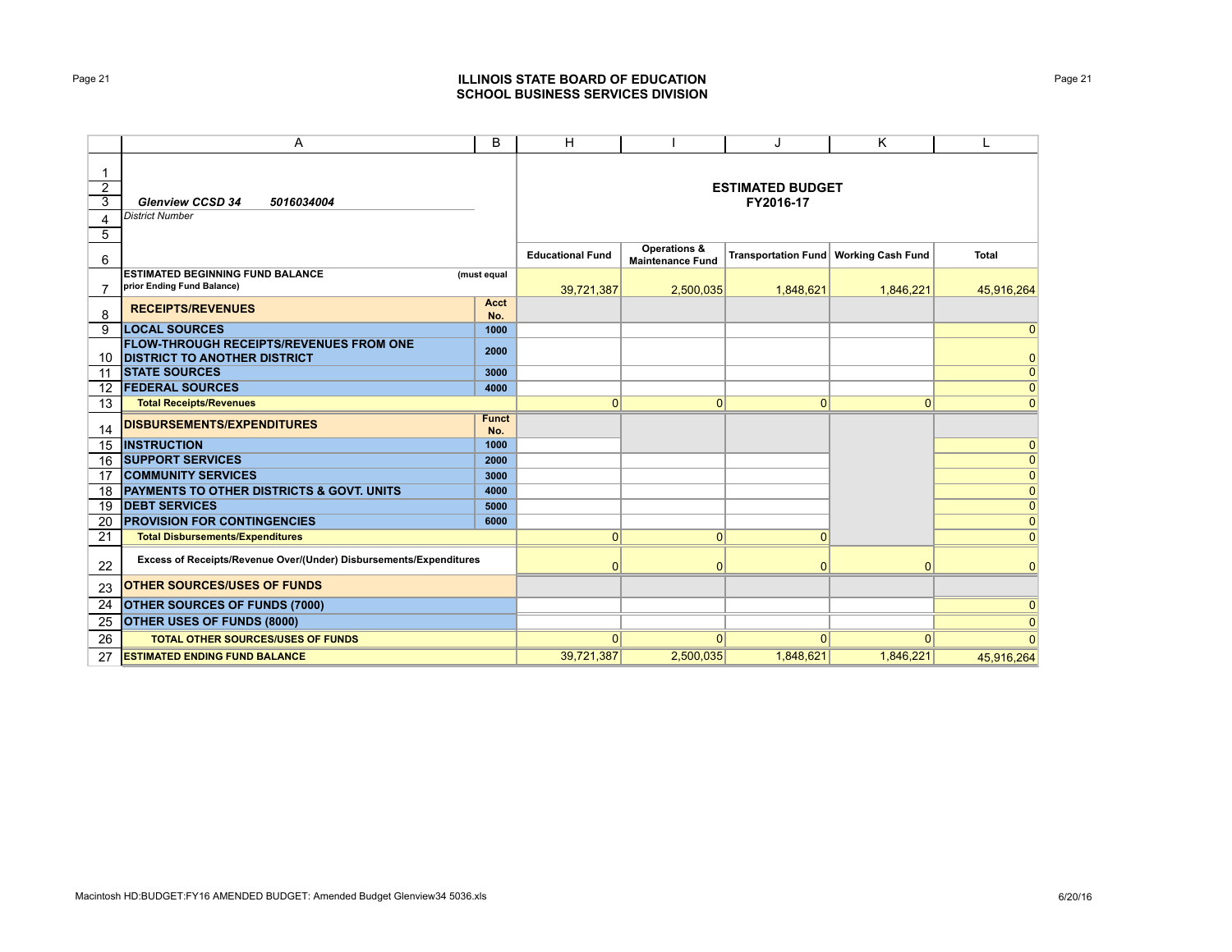## ILLINOIS STATE BOARD OF EDUCATION
## SCHOOL BUSINESS SERVICES DIVISION

| | A | B | H | I | J | K | L |
|---|---|---|---|---|---|---|---|
| 1 | | | **ESTIMATED BUDGET FY2016-17** | | | | |
| 2 | | | | | | | |
| 3 | ***Glenview CCSD 34 5016034004*** | | | | | | |
| 4 | *District Number* | | | | | | |
| 5 | | | | | | | |
| 6 | | | **Educational Fund** | **Operations & Maintenance Fund** | **Transportation Fund** | **Working Cash Fund** | **Total** |
| 7 | **ESTIMATED BEGINNING FUND BALANCE** prior Ending Fund Balance) | (must equal | 39,721,387 | 2,500,035 | 1,848,621 | 1,846,221 | 45,916,264 |
| 8 | **RECEIPTS/REVENUES** | **Acct No.** | | | | | |
| 9 | **LOCAL SOURCES** | **1000** | | | | | 0 |
| 10 | **FLOW-THROUGH RECEIPTS/REVENUES FROM ONE DISTRICT TO ANOTHER DISTRICT** | **2000** | | | | | 0 |
| 11 | **STATE SOURCES** | **3000** | | | | | 0 |
| 12 | **FEDERAL SOURCES** | **4000** | | | | | 0 |
| 13 | **Total Receipts/Revenues** | | 0 | 0 | 0 | 0 | 0 |
| 14 | **DISBURSEMENTS/EXPENDITURES** | **Funct No.** | | | | | |
| 15 | **INSTRUCTION** | **1000** | | | | | 0 |
| 16 | **SUPPORT SERVICES** | **2000** | | | | | 0 |
| 17 | **COMMUNITY SERVICES** | **3000** | | | | | 0 |
| 18 | **PAYMENTS TO OTHER DISTRICTS & GOVT. UNITS** | **4000** | | | | | 0 |
| 19 | **DEBT SERVICES** | **5000** | | | | | 0 |
| 20 | **PROVISION FOR CONTINGENCIES** | **6000** | | | | | 0 |
| 21 | **Total Disbursements/Expenditures** | | 0 | 0 | 0 | | 0 |
| 22 | **Excess of Receipts/Revenue Over/(Under) Disbursements/Expenditures** | | 0 | 0 | 0 | 0 | 0 |
| 23 | **OTHER SOURCES/USES OF FUNDS** | | | | | | |
| 24 | **OTHER SOURCES OF FUNDS (7000)** | | | | | | 0 |
| 25 | **OTHER USES OF FUNDS (8000)** | | | | | | 0 |
| 26 | **TOTAL OTHER SOURCES/USES OF FUNDS** | | 0 | 0 | 0 | 0 | 0 |
| 27 | **ESTIMATED ENDING FUND BALANCE** | | 39,721,387 | 2,500,035 | 1,848,621 | 1,846,221 | 45,916,264 |

Macintosh HD:BUDGET:FY16 AMENDED BUDGET: Amended Budget Glenview34 5036.xls 6/20/16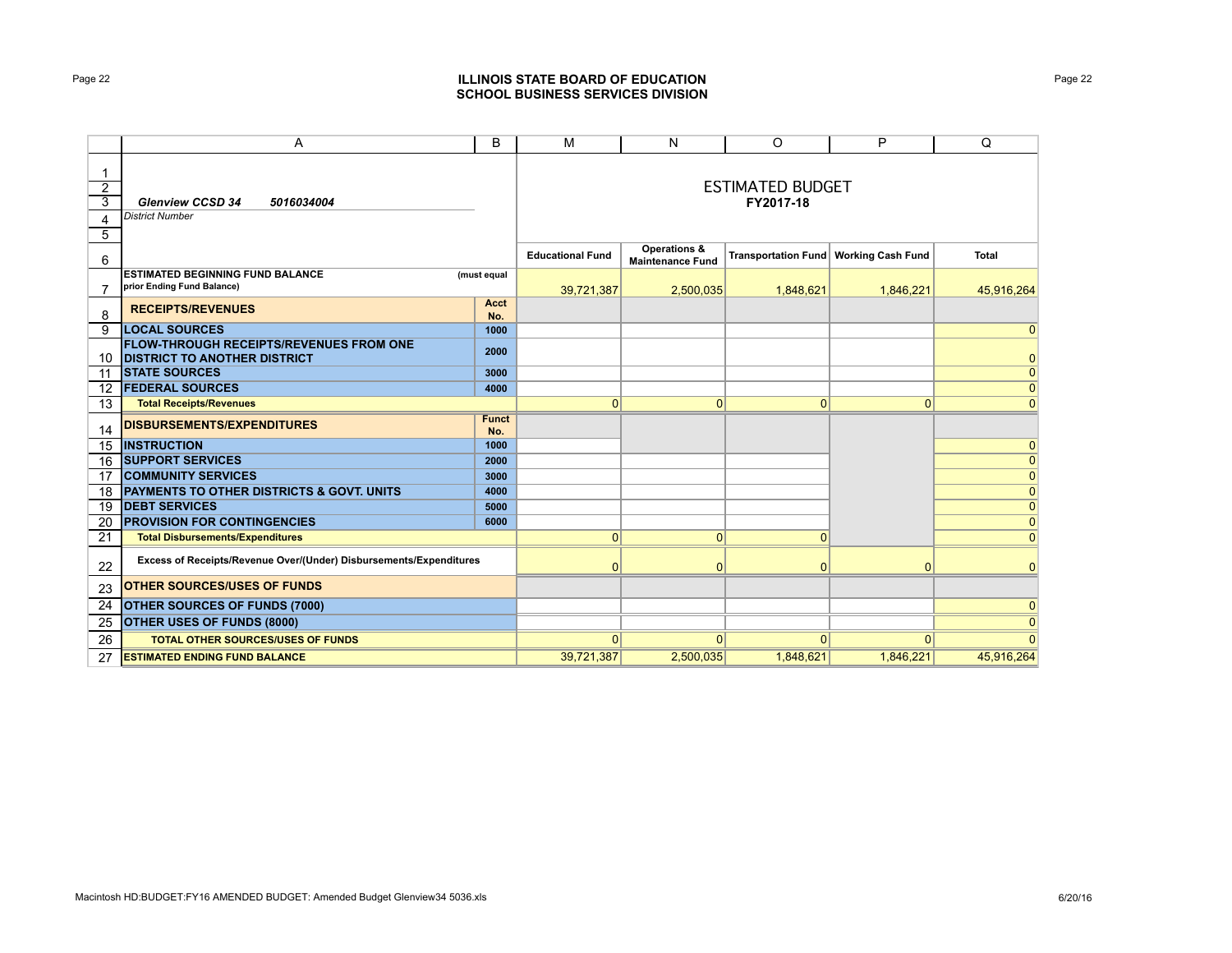**ILLINOIS STATE BOARD OF EDUCATION**
**SCHOOL BUSINESS SERVICES DIVISION**

| | A | B | M | N | O | P | Q |
|---|---|---|---|---|---|---|---|
| 1 | | | | | | | |
| 2 | | | ESTIMATED BUDGET | | | | |
| 3 | ***Glenview CCSD 34 5016034004*** | | **FY2017-18** | | | | |
| 4 | *District Number* | | | | | | |
| 5 | | | | | | | |
| 6 | | | **Educational Fund** | **Operations & Maintenance Fund** | **Transportation Fund** | **Working Cash Fund** | **Total** |
| 7 | **ESTIMATED BEGINNING FUND BALANCE** prior Ending Fund Balance) | (must equal | 39,721,387 | 2,500,035 | 1,848,621 | 1,846,221 | 45,916,264 |
| 8 | **RECEIPTS/REVENUES** | **Acct No.** | | | | | |
| 9 | **LOCAL SOURCES** | **1000** | | | | | 0 |
| 10 | **FLOW-THROUGH RECEIPTS/REVENUES FROM ONE DISTRICT TO ANOTHER DISTRICT** | **2000** | | | | | 0 |
| 11 | **STATE SOURCES** | **3000** | | | | | 0 |
| 12 | **FEDERAL SOURCES** | **4000** | | | | | 0 |
| 13 | **Total Receipts/Revenues** | | 0 | 0 | 0 | 0 | 0 |
| 14 | **DISBURSEMENTS/EXPENDITURES** | **Funct No.** | | | | | |
| 15 | **INSTRUCTION** | **1000** | | | | | 0 |
| 16 | **SUPPORT SERVICES** | **2000** | | | | | 0 |
| 17 | **COMMUNITY SERVICES** | **3000** | | | | | 0 |
| 18 | **PAYMENTS TO OTHER DISTRICTS & GOVT. UNITS** | **4000** | | | | | 0 |
| 19 | **DEBT SERVICES** | **5000** | | | | | 0 |
| 20 | **PROVISION FOR CONTINGENCIES** | **6000** | | | | | 0 |
| 21 | **Total Disbursements/Expenditures** | | 0 | 0 | 0 | | 0 |
| 22 | **Excess of Receipts/Revenue Over/(Under) Disbursements/Expenditures** | | 0 | 0 | 0 | 0 | 0 |
| 23 | **OTHER SOURCES/USES OF FUNDS** | | | | | | |
| 24 | **OTHER SOURCES OF FUNDS (7000)** | | | | | | 0 |
| 25 | **OTHER USES OF FUNDS (8000)** | | | | | | 0 |
| 26 | **TOTAL OTHER SOURCES/USES OF FUNDS** | | 0 | 0 | 0 | 0 | 0 |
| 27 | **ESTIMATED ENDING FUND BALANCE** | | 39,721,387 | 2,500,035 | 1,848,621 | 1,846,221 | 45,916,264 |

Macintosh HD:BUDGET:FY16 AMENDED BUDGET: Amended Budget Glenview34 5036.xls 6/20/16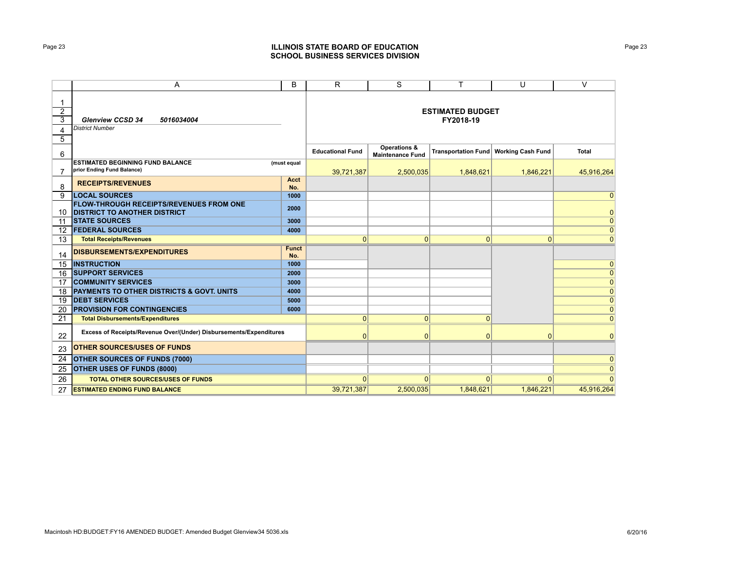**ILLINOIS STATE BOARD OF EDUCATION**
**SCHOOL BUSINESS SERVICES DIVISION**

| | A | B | R | S | T | U | V |
|---|---|---|---|---|---|---|---|
| 1 | | | | | | | |
| 2 | | | **ESTIMATED BUDGET** | | | | |
| 3 | ***Glenview CCSD 34 5016034004*** | | **FY2018-19** | | | | |
| 4 | *District Number* | | | | | | |
| 5 | | | | | | | |
| 6 | | | **Educational Fund** | **Operations & Maintenance Fund** | **Transportation Fund** | **Working Cash Fund** | **Total** |
| 7 | **ESTIMATED BEGINNING FUND BALANCE** prior Ending Fund Balance) | (must equal | 39,721,387 | 2,500,035 | 1,848,621 | 1,846,221 | 45,916,264 |
| 8 | **RECEIPTS/REVENUES** | **Acct No.** | | | | | |
| 9 | **LOCAL SOURCES** | **1000** | | | | | 0 |
| 10 | **FLOW-THROUGH RECEIPTS/REVENUES FROM ONE DISTRICT TO ANOTHER DISTRICT** | **2000** | | | | | 0 |
| 11 | **STATE SOURCES** | **3000** | | | | | 0 |
| 12 | **FEDERAL SOURCES** | **4000** | | | | | 0 |
| 13 | **Total Receipts/Revenues** | | 0 | 0 | 0 | 0 | 0 |
| 14 | **DISBURSEMENTS/EXPENDITURES** | **Funct No.** | | | | | |
| 15 | **INSTRUCTION** | **1000** | | | | | 0 |
| 16 | **SUPPORT SERVICES** | **2000** | | | | | 0 |
| 17 | **COMMUNITY SERVICES** | **3000** | | | | | 0 |
| 18 | **PAYMENTS TO OTHER DISTRICTS & GOVT. UNITS** | **4000** | | | | | 0 |
| 19 | **DEBT SERVICES** | **5000** | | | | | 0 |
| 20 | **PROVISION FOR CONTINGENCIES** | **6000** | | | | | 0 |
| 21 | **Total Disbursements/Expenditures** | | 0 | 0 | 0 | | 0 |
| 22 | **Excess of Receipts/Revenue Over/(Under) Disbursements/Expenditures** | | 0 | 0 | 0 | 0 | 0 |
| 23 | **OTHER SOURCES/USES OF FUNDS** | | | | | | |
| 24 | **OTHER SOURCES OF FUNDS (7000)** | | | | | | 0 |
| 25 | **OTHER USES OF FUNDS (8000)** | | | | | | 0 |
| 26 | **TOTAL OTHER SOURCES/USES OF FUNDS** | | 0 | 0 | 0 | 0 | 0 |
| 27 | **ESTIMATED ENDING FUND BALANCE** | | 39,721,387 | 2,500,035 | 1,848,621 | 1,846,221 | 45,916,264 |

Macintosh HD:BUDGET:FY16 AMENDED BUDGET: Amended Budget Glenview34 5036.xls 6/20/16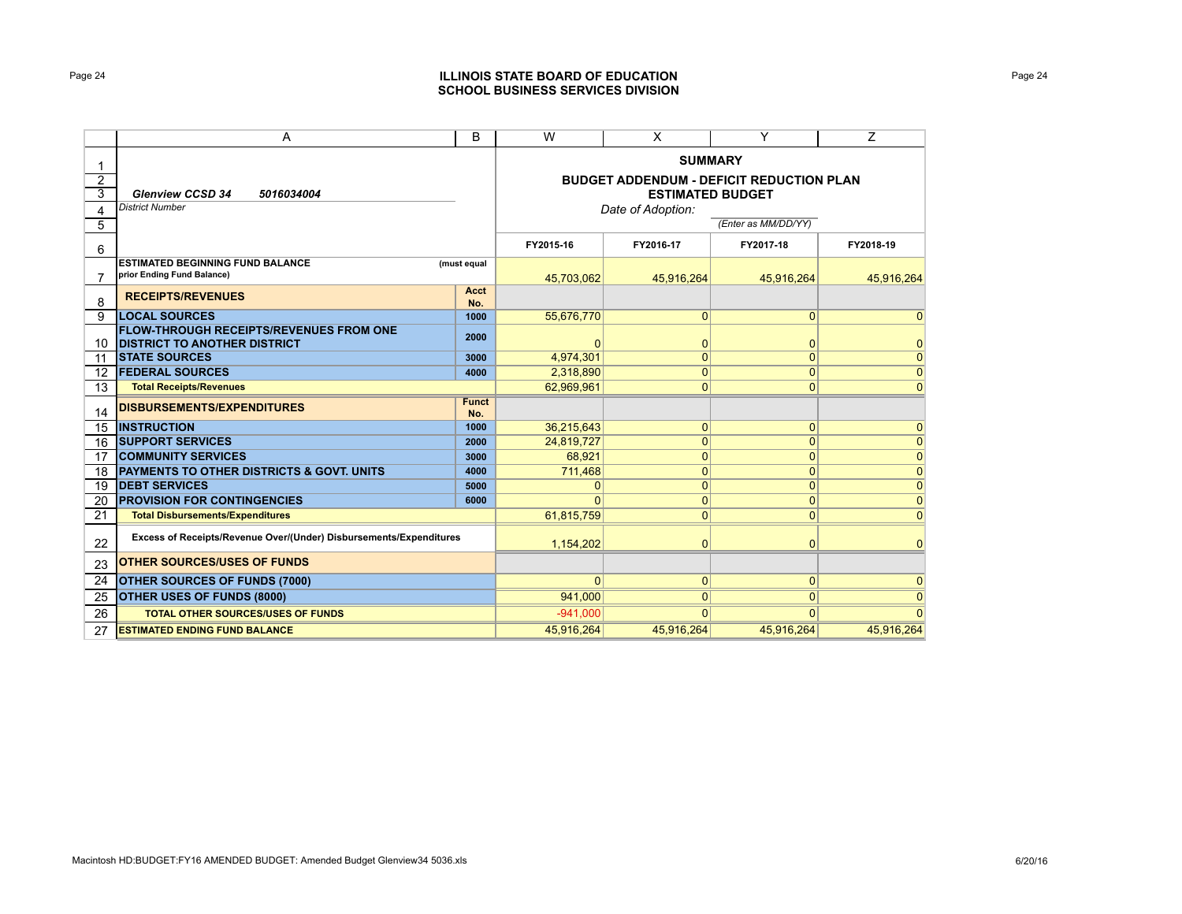# ILLINOIS STATE BOARD OF EDUCATION
## SCHOOL BUSINESS SERVICES DIVISION

**Glenview CCSD 34** **5016034004**

*District Number*

### SUMMARY
### BUDGET ADDENDUM - DEFICIT REDUCTION PLAN
### ESTIMATED BUDGET

*Date of Adoption:* ____________ *(Enter as MM/DD/YY)*

| | A | B | W | X | Y | Z |
|---|---|---|---|---|---|---|
| 6 | | | FY2015-16 | FY2016-17 | FY2017-18 | FY2018-19 |
| 7 | ESTIMATED BEGINNING FUND BALANCE (must equal prior Ending Fund Balance) | | 45,703,062 | 45,916,264 | 45,916,264 | 45,916,264 |
| 8 | **RECEIPTS/REVENUES** | Acct No. | | | | |
| 9 | **LOCAL SOURCES** | 1000 | 55,676,770 | 0 | 0 | 0 |
| 10 | **FLOW-THROUGH RECEIPTS/REVENUES FROM ONE DISTRICT TO ANOTHER DISTRICT** | 2000 | 0 | 0 | 0 | 0 |
| 11 | **STATE SOURCES** | 3000 | 4,974,301 | 0 | 0 | 0 |
| 12 | **FEDERAL SOURCES** | 4000 | 2,318,890 | 0 | 0 | 0 |
| 13 | **Total Receipts/Revenues** | | 62,969,961 | 0 | 0 | 0 |
| 14 | **DISBURSEMENTS/EXPENDITURES** | Funct No. | | | | |
| 15 | **INSTRUCTION** | 1000 | 36,215,643 | 0 | 0 | 0 |
| 16 | **SUPPORT SERVICES** | 2000 | 24,819,727 | 0 | 0 | 0 |
| 17 | **COMMUNITY SERVICES** | 3000 | 68,921 | 0 | 0 | 0 |
| 18 | **PAYMENTS TO OTHER DISTRICTS & GOVT. UNITS** | 4000 | 711,468 | 0 | 0 | 0 |
| 19 | **DEBT SERVICES** | 5000 | 0 | 0 | 0 | 0 |
| 20 | **PROVISION FOR CONTINGENCIES** | 6000 | 0 | 0 | 0 | 0 |
| 21 | **Total Disbursements/Expenditures** | | 61,815,759 | 0 | 0 | 0 |
| 22 | **Excess of Receipts/Revenue Over/(Under) Disbursements/Expenditures** | | 1,154,202 | 0 | 0 | 0 |
| 23 | **OTHER SOURCES/USES OF FUNDS** | | | | | |
| 24 | **OTHER SOURCES OF FUNDS (7000)** | | 0 | 0 | 0 | 0 |
| 25 | **OTHER USES OF FUNDS (8000)** | | 941,000 | 0 | 0 | 0 |
| 26 | **TOTAL OTHER SOURCES/USES OF FUNDS** | | -941,000 | 0 | 0 | 0 |
| 27 | **ESTIMATED ENDING FUND BALANCE** | | 45,916,264 | 45,916,264 | 45,916,264 | 45,916,264 |

Macintosh HD:BUDGET:FY16 AMENDED BUDGET: Amended Budget Glenview34 5036.xls 6/20/16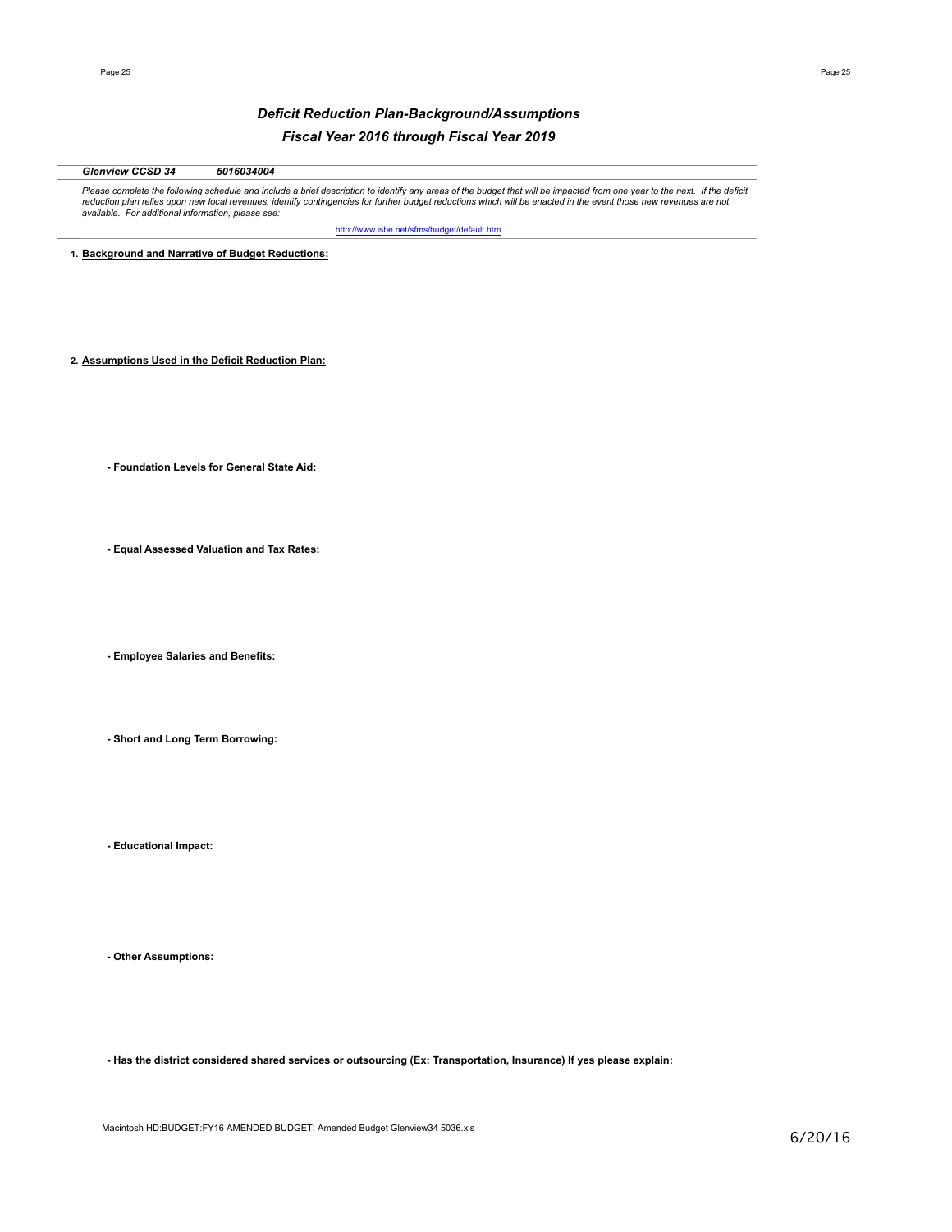# *Deficit Reduction Plan-Background/Assumptions*

## *Fiscal Year 2016 through Fiscal Year 2019*

***Glenview CCSD 34*** ***5016034004***

*Please complete the following schedule and include a brief description to identify any areas of the budget that will be impacted from one year to the next. If the deficit reduction plan relies upon new local revenues, identify contingencies for further budget reductions which will be enacted in the event those new revenues are not available. For additional information, please see:*

http://www.isbe.net/sfms/budget/default.htm

1. **Background and Narrative of Budget Reductions:**

2. **Assumptions Used in the Deficit Reduction Plan:**

**- Foundation Levels for General State Aid:**

**- Equal Assessed Valuation and Tax Rates:**

**- Employee Salaries and Benefits:**

**- Short and Long Term Borrowing:**

**- Educational Impact:**

**- Other Assumptions:**

**- Has the district considered shared services or outsourcing (Ex: Transportation, Insurance) If yes please explain:**

Macintosh HD:BUDGET:FY16 AMENDED BUDGET: Amended Budget Glenview34 5036.xls

6/20/16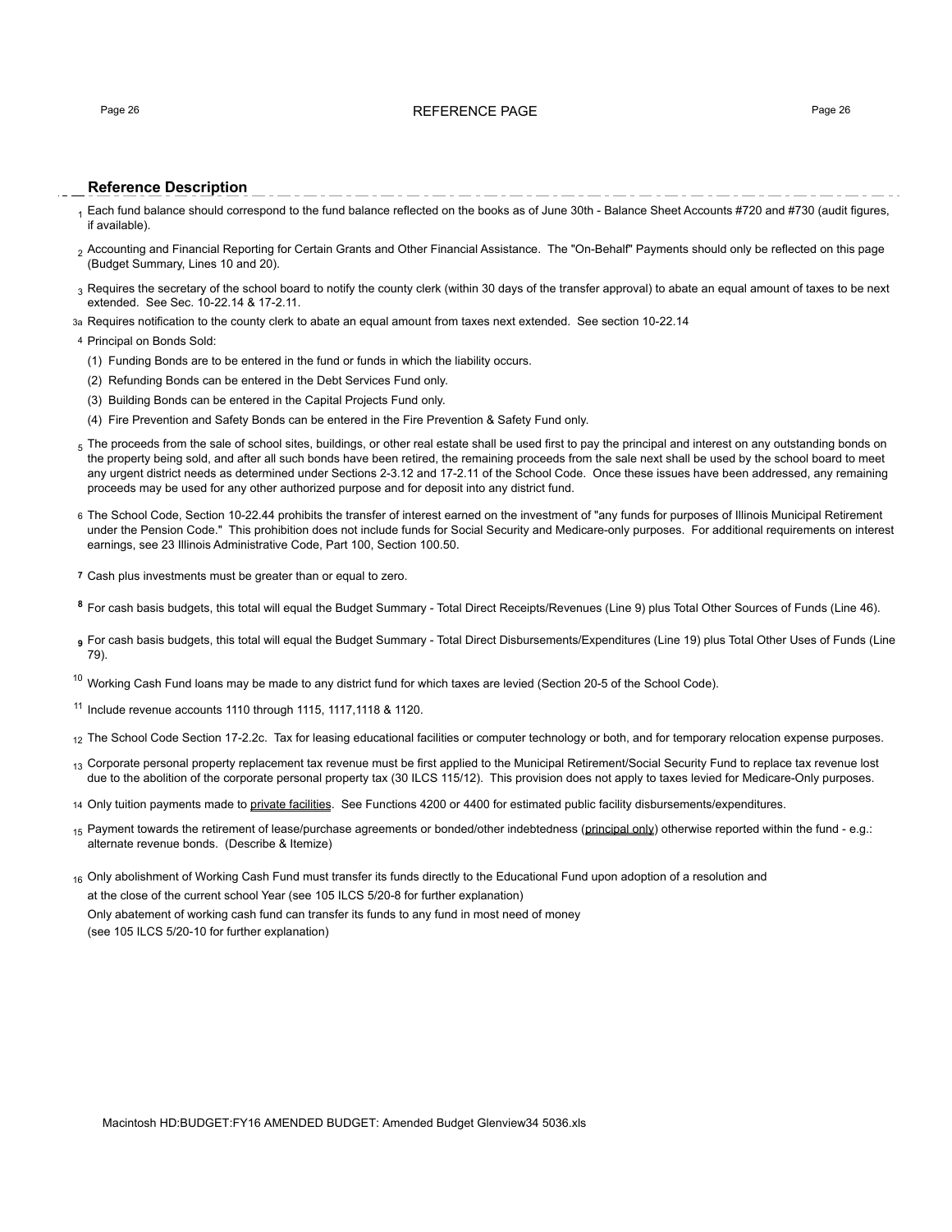# REFERENCE PAGE

## Reference Description

1 Each fund balance should correspond to the fund balance reflected on the books as of June 30th - Balance Sheet Accounts #720 and #730 (audit figures, if available).

2 Accounting and Financial Reporting for Certain Grants and Other Financial Assistance. The "On-Behalf" Payments should only be reflected on this page (Budget Summary, Lines 10 and 20).

3 Requires the secretary of the school board to notify the county clerk (within 30 days of the transfer approval) to abate an equal amount of taxes to be next extended. See Sec. 10-22.14 & 17-2.11.

3a Requires notification to the county clerk to abate an equal amount from taxes next extended. See section 10-22.14

4 Principal on Bonds Sold:

(1) Funding Bonds are to be entered in the fund or funds in which the liability occurs.

(2) Refunding Bonds can be entered in the Debt Services Fund only.

(3) Building Bonds can be entered in the Capital Projects Fund only.

(4) Fire Prevention and Safety Bonds can be entered in the Fire Prevention & Safety Fund only.

5 The proceeds from the sale of school sites, buildings, or other real estate shall be used first to pay the principal and interest on any outstanding bonds on the property being sold, and after all such bonds have been retired, the remaining proceeds from the sale next shall be used by the school board to meet any urgent district needs as determined under Sections 2-3.12 and 17-2.11 of the School Code. Once these issues have been addressed, any remaining proceeds may be used for any other authorized purpose and for deposit into any district fund.

6 The School Code, Section 10-22.44 prohibits the transfer of interest earned on the investment of "any funds for purposes of Illinois Municipal Retirement under the Pension Code." This prohibition does not include funds for Social Security and Medicare-only purposes. For additional requirements on interest earnings, see 23 Illinois Administrative Code, Part 100, Section 100.50.

7 Cash plus investments must be greater than or equal to zero.

8 For cash basis budgets, this total will equal the Budget Summary - Total Direct Receipts/Revenues (Line 9) plus Total Other Sources of Funds (Line 46).

9 For cash basis budgets, this total will equal the Budget Summary - Total Direct Disbursements/Expenditures (Line 19) plus Total Other Uses of Funds (Line 79).

10 Working Cash Fund loans may be made to any district fund for which taxes are levied (Section 20-5 of the School Code).

11 Include revenue accounts 1110 through 1115, 1117,1118 & 1120.

12 The School Code Section 17-2.2c. Tax for leasing educational facilities or computer technology or both, and for temporary relocation expense purposes.

13 Corporate personal property replacement tax revenue must be first applied to the Municipal Retirement/Social Security Fund to replace tax revenue lost due to the abolition of the corporate personal property tax (30 ILCS 115/12). This provision does not apply to taxes levied for Medicare-Only purposes.

14 Only tuition payments made to private facilities. See Functions 4200 or 4400 for estimated public facility disbursements/expenditures.

15 Payment towards the retirement of lease/purchase agreements or bonded/other indebtedness (principal only) otherwise reported within the fund - e.g.: alternate revenue bonds. (Describe & Itemize)

16 Only abolishment of Working Cash Fund must transfer its funds directly to the Educational Fund upon adoption of a resolution and at the close of the current school Year (see 105 ILCS 5/20-8 for further explanation)
Only abatement of working cash fund can transfer its funds to any fund in most need of money
(see 105 ILCS 5/20-10 for further explanation)

Macintosh HD:BUDGET:FY16 AMENDED BUDGET: Amended Budget Glenview34 5036.xls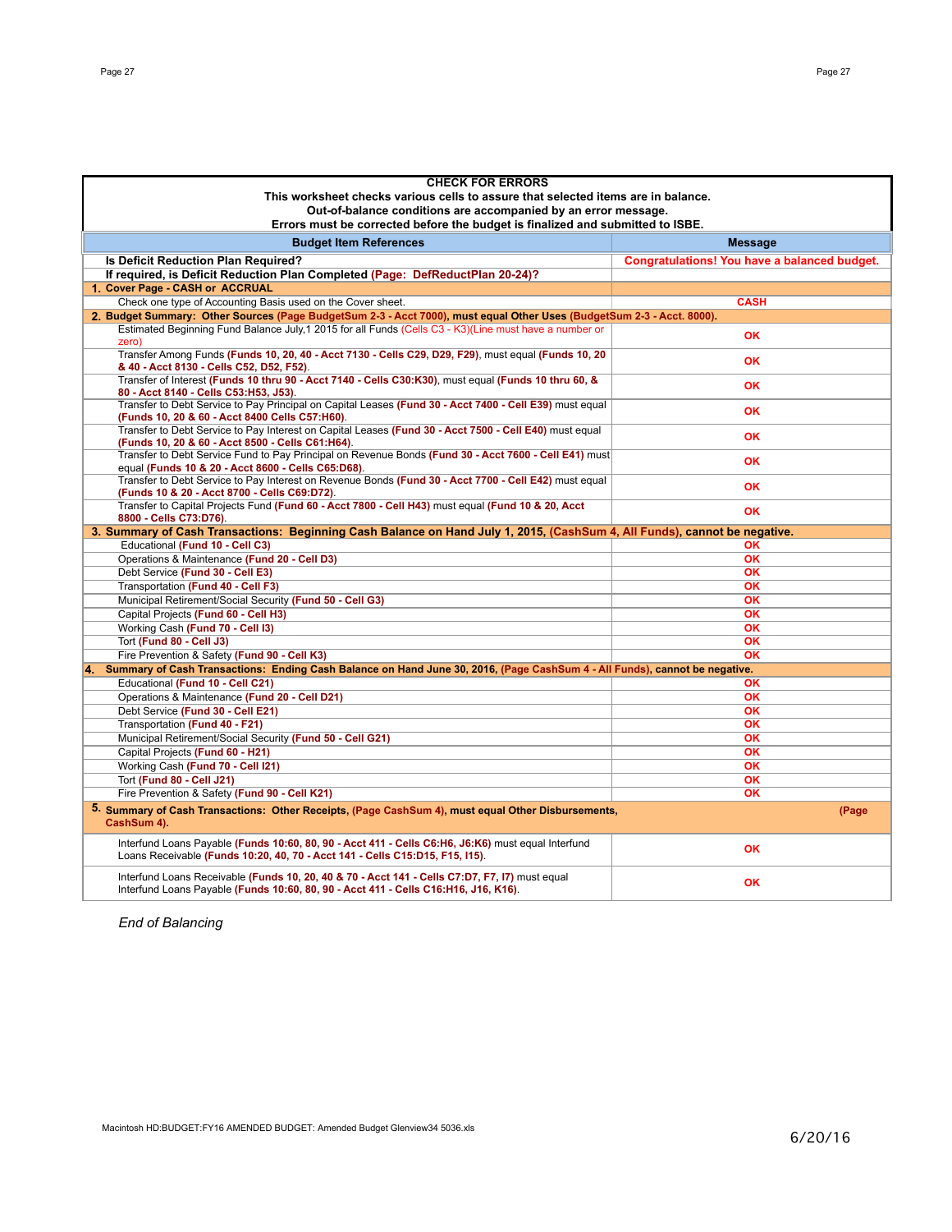**CHECK FOR ERRORS**

**This worksheet checks various cells to assure that selected items are in balance.**

**Out-of-balance conditions are accompanied by an error message.**

**Errors must be corrected before the budget is finalized and submitted to ISBE.**

| Budget Item References | Message |
|---|---|
| **Is Deficit Reduction Plan Required?** | **Congratulations! You have a balanced budget.** |
| **If required, is Deficit Reduction Plan Completed (Page: DefReductPlan 20-24)?** | |
| **1. Cover Page - CASH or ACCRUAL** | |
| Check one type of Accounting Basis used on the Cover sheet. | **CASH** |
| **2. Budget Summary: Other Sources (Page BudgetSum 2-3 - Acct 7000), must equal Other Uses (BudgetSum 2-3 - Acct. 8000).** | |
| Estimated Beginning Fund Balance July,1 2015 for all Funds (Cells C3 - K3)(Line must have a number or zero) | **OK** |
| Transfer Among Funds **(Funds 10, 20, 40 - Acct 7130 - Cells C29, D29, F29)**, must equal **(Funds 10, 20 & 40 - Acct 8130 - Cells C52, D52, F52)**. | **OK** |
| Transfer of Interest **(Funds 10 thru 90 - Acct 7140 - Cells C30:K30)**, must equal **(Funds 10 thru 60, & 80 - Acct 8140 - Cells C53:H53, J53)**. | **OK** |
| Transfer to Debt Service to Pay Principal on Capital Leases **(Fund 30 - Acct 7400 - Cell E39)** must equal **(Funds 10, 20 & 60 - Acct 8400 Cells C57:H60)**. | **OK** |
| Transfer to Debt Service to Pay Interest on Capital Leases **(Fund 30 - Acct 7500 - Cell E40)** must equal **(Funds 10, 20 & 60 - Acct 8500 - Cells C61:H64)**. | **OK** |
| Transfer to Debt Service Fund to Pay Principal on Revenue Bonds **(Fund 30 - Acct 7600 - Cell E41)** must equal **(Funds 10 & 20 - Acct 8600 - Cells C65:D68)**. | **OK** |
| Transfer to Debt Service to Pay Interest on Revenue Bonds **(Fund 30 - Acct 7700 - Cell E42)** must equal **(Funds 10 & 20 - Acct 8700 - Cells C69:D72)**. | **OK** |
| Transfer to Capital Projects Fund **(Fund 60 - Acct 7800 - Cell H43)** must equal **(Fund 10 & 20, Acct 8800 - Cells C73:D76)**. | **OK** |
| **3. Summary of Cash Transactions: Beginning Cash Balance on Hand July 1, 2015, (CashSum 4, All Funds), cannot be negative.** | |
| Educational **(Fund 10 - Cell C3)** | **OK** |
| Operations & Maintenance **(Fund 20 - Cell D3)** | **OK** |
| Debt Service **(Fund 30 - Cell E3)** | **OK** |
| Transportation **(Fund 40 - Cell F3)** | **OK** |
| Municipal Retirement/Social Security **(Fund 50 - Cell G3)** | **OK** |
| Capital Projects **(Fund 60 - Cell H3)** | **OK** |
| Working Cash **(Fund 70 - Cell I3)** | **OK** |
| Tort **(Fund 80 - Cell J3)** | **OK** |
| Fire Prevention & Safety **(Fund 90 - Cell K3)** | **OK** |
| **4. Summary of Cash Transactions: Ending Cash Balance on Hand June 30, 2016, (Page CashSum 4 - All Funds), cannot be negative.** | |
| Educational **(Fund 10 - Cell C21)** | **OK** |
| Operations & Maintenance **(Fund 20 - Cell D21)** | **OK** |
| Debt Service **(Fund 30 - Cell E21)** | **OK** |
| Transportation **(Fund 40 - F21)** | **OK** |
| Municipal Retirement/Social Security **(Fund 50 - Cell G21)** | **OK** |
| Capital Projects **(Fund 60 - H21)** | **OK** |
| Working Cash **(Fund 70 - Cell I21)** | **OK** |
| Tort **(Fund 80 - Cell J21)** | **OK** |
| Fire Prevention & Safety **(Fund 90 - Cell K21)** | **OK** |
| **5. Summary of Cash Transactions: Other Receipts, (Page CashSum 4), must equal Other Disbursements, (Page CashSum 4).** | |
| Interfund Loans Payable **(Funds 10:60, 80, 90 - Acct 411 - Cells C6:H6, J6:K6)** must equal Interfund Loans Receivable **(Funds 10:20, 40, 70 - Acct 141 - Cells C15:D15, F15, I15)**. | **OK** |
| Interfund Loans Receivable **(Funds 10, 20, 40 & 70 - Acct 141 - Cells C7:D7, F7, I7)** must equal Interfund Loans Payable **(Funds 10:60, 80, 90 - Acct 411 - Cells C16:H16, J16, K16)**. | **OK** |

*End of Balancing*

Macintosh HD:BUDGET:FY16 AMENDED BUDGET: Amended Budget Glenview34 5036.xls

6/20/16